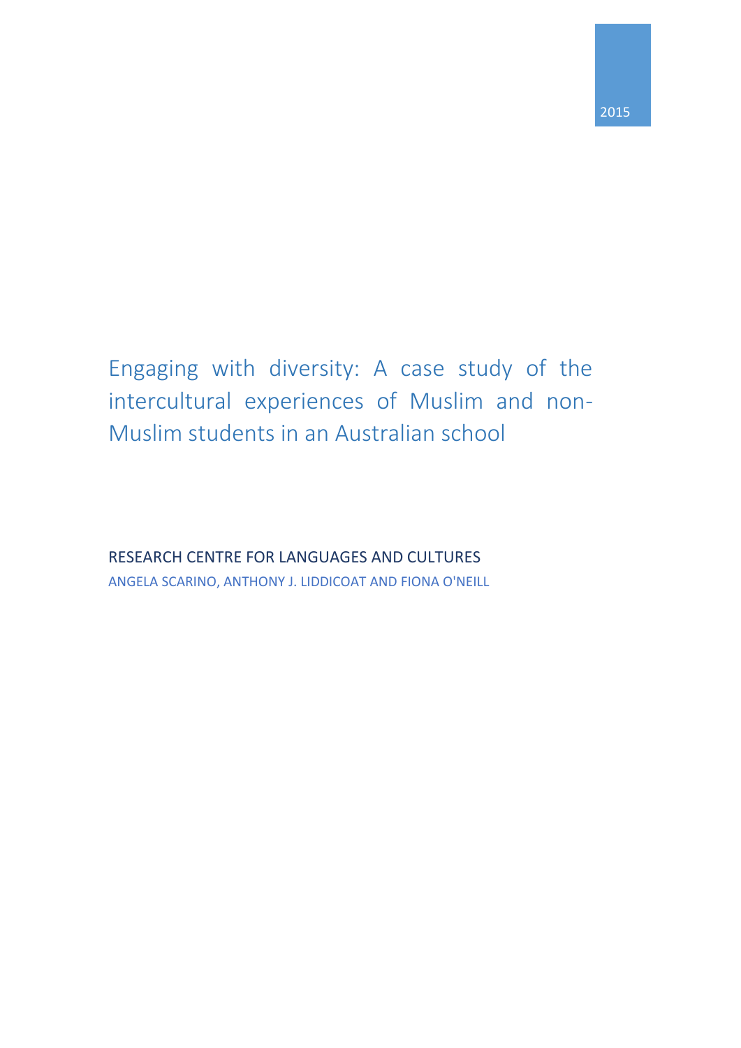2015

# Engaging with diversity: A case study of the intercultural experiences of Muslim and non-Muslim students in an Australian school

RESEARCH CENTRE FOR LANGUAGES AND CULTURES

ANGELA SCARINO, ANTHONY J. LIDDICOAT AND FIONA O'NEILL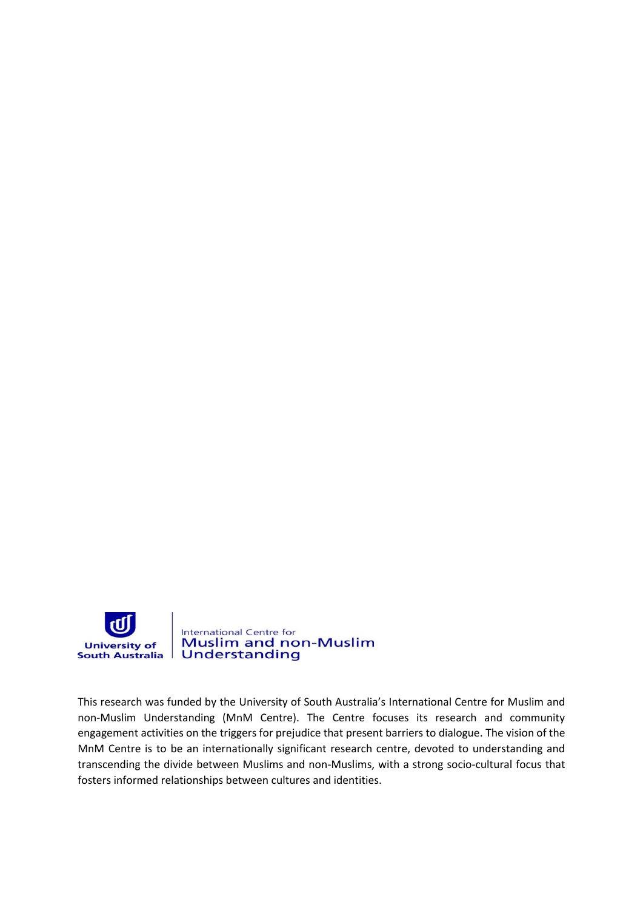University of South Australia | International Centre for Muslim and non-Muslim Understanding

This research was funded by the University of South Australia's International Centre for Muslim and non-Muslim Understanding (MnM Centre). The Centre focuses its research and community engagement activities on the triggers for prejudice that present barriers to dialogue. The vision of the MnM Centre is to be an internationally significant research centre, devoted to understanding and transcending the divide between Muslims and non-Muslims, with a strong socio-cultural focus that fosters informed relationships between cultures and identities.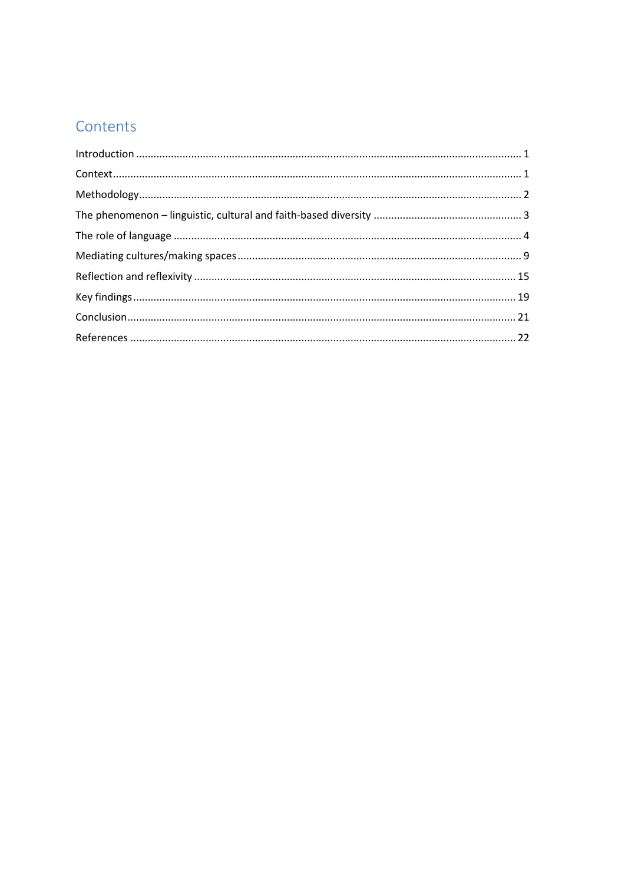# Contents

Introduction ........................................................................................................................................ 1

Context.................................................................................................................................................. 1

Methodology......................................................................................................................................... 2

The phenomenon – linguistic, cultural and faith-based diversity ..................................................... 3

The role of language .......................................................................................................................... 4

Mediating cultures/making spaces ..................................................................................................... 9

Reflection and reflexivity .................................................................................................................. 15

Key findings ........................................................................................................................................ 19

Conclusion ........................................................................................................................................... 21

References .......................................................................................................................................... 22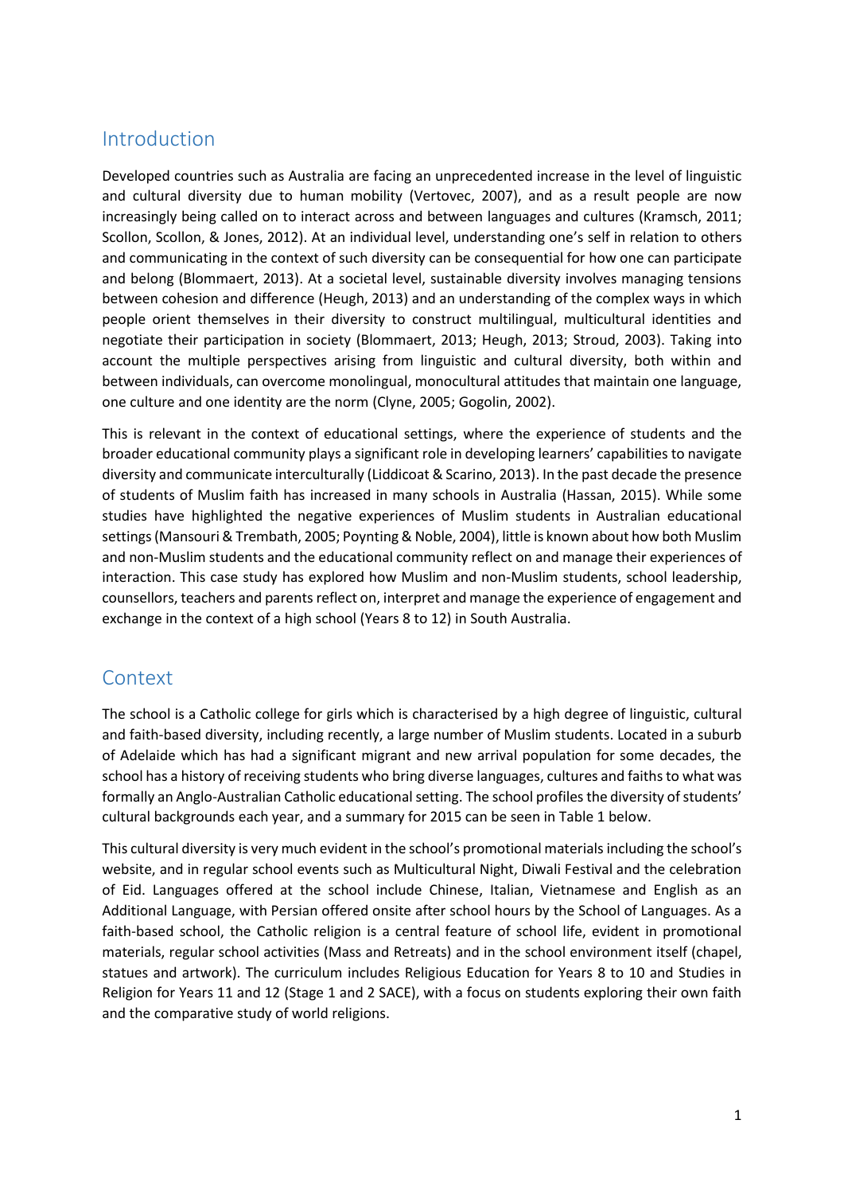## Introduction

Developed countries such as Australia are facing an unprecedented increase in the level of linguistic and cultural diversity due to human mobility (Vertovec, 2007), and as a result people are now increasingly being called on to interact across and between languages and cultures (Kramsch, 2011; Scollon, Scollon, & Jones, 2012). At an individual level, understanding one's self in relation to others and communicating in the context of such diversity can be consequential for how one can participate and belong (Blommaert, 2013). At a societal level, sustainable diversity involves managing tensions between cohesion and difference (Heugh, 2013) and an understanding of the complex ways in which people orient themselves in their diversity to construct multilingual, multicultural identities and negotiate their participation in society (Blommaert, 2013; Heugh, 2013; Stroud, 2003). Taking into account the multiple perspectives arising from linguistic and cultural diversity, both within and between individuals, can overcome monolingual, monocultural attitudes that maintain one language, one culture and one identity are the norm (Clyne, 2005; Gogolin, 2002).

This is relevant in the context of educational settings, where the experience of students and the broader educational community plays a significant role in developing learners' capabilities to navigate diversity and communicate interculturally (Liddicoat & Scarino, 2013). In the past decade the presence of students of Muslim faith has increased in many schools in Australia (Hassan, 2015). While some studies have highlighted the negative experiences of Muslim students in Australian educational settings (Mansouri & Trembath, 2005; Poynting & Noble, 2004), little is known about how both Muslim and non-Muslim students and the educational community reflect on and manage their experiences of interaction. This case study has explored how Muslim and non-Muslim students, school leadership, counsellors, teachers and parents reflect on, interpret and manage the experience of engagement and exchange in the context of a high school (Years 8 to 12) in South Australia.

## Context

The school is a Catholic college for girls which is characterised by a high degree of linguistic, cultural and faith-based diversity, including recently, a large number of Muslim students. Located in a suburb of Adelaide which has had a significant migrant and new arrival population for some decades, the school has a history of receiving students who bring diverse languages, cultures and faiths to what was formally an Anglo-Australian Catholic educational setting. The school profiles the diversity of students' cultural backgrounds each year, and a summary for 2015 can be seen in Table 1 below.

This cultural diversity is very much evident in the school's promotional materials including the school's website, and in regular school events such as Multicultural Night, Diwali Festival and the celebration of Eid. Languages offered at the school include Chinese, Italian, Vietnamese and English as an Additional Language, with Persian offered onsite after school hours by the School of Languages. As a faith-based school, the Catholic religion is a central feature of school life, evident in promotional materials, regular school activities (Mass and Retreats) and in the school environment itself (chapel, statues and artwork). The curriculum includes Religious Education for Years 8 to 10 and Studies in Religion for Years 11 and 12 (Stage 1 and 2 SACE), with a focus on students exploring their own faith and the comparative study of world religions.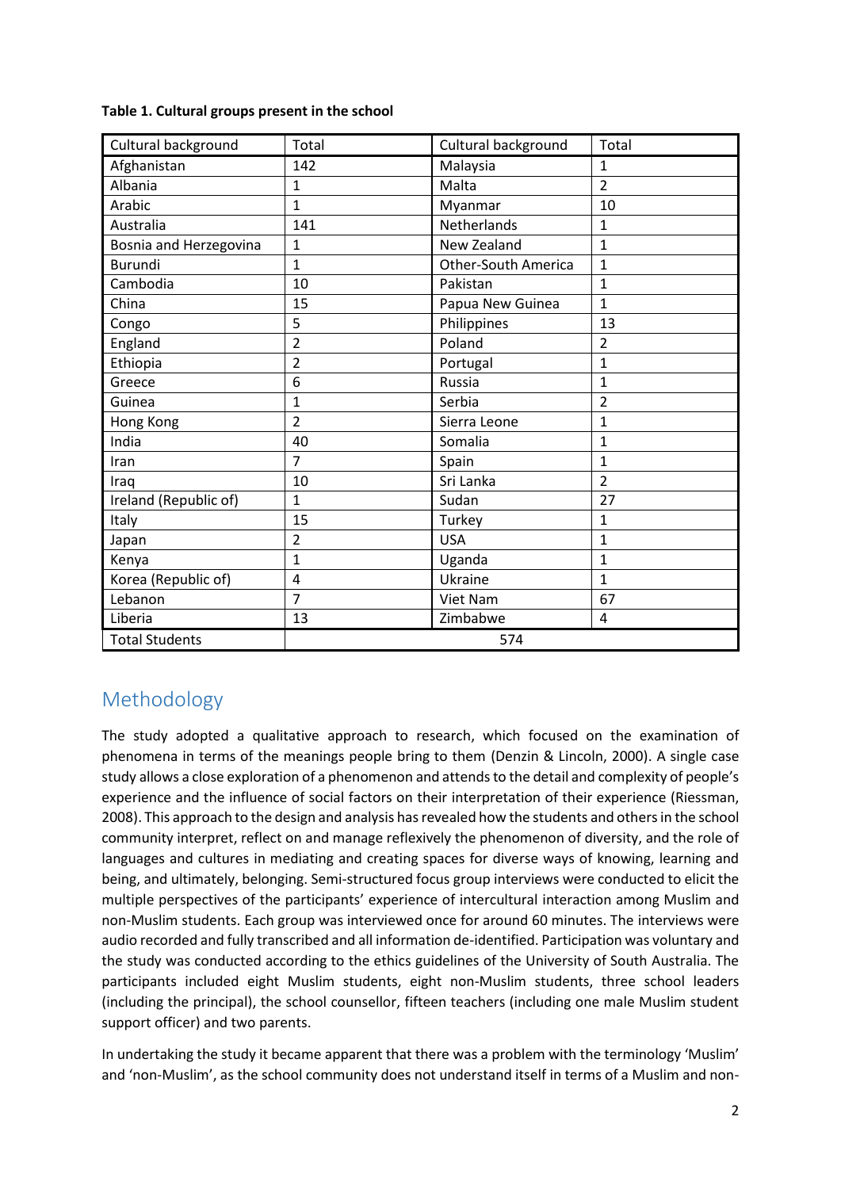**Table 1. Cultural groups present in the school**

| Cultural background | Total | Cultural background | Total |
|---|---|---|---|
| Afghanistan | 142 | Malaysia | 1 |
| Albania | 1 | Malta | 2 |
| Arabic | 1 | Myanmar | 10 |
| Australia | 141 | Netherlands | 1 |
| Bosnia and Herzegovina | 1 | New Zealand | 1 |
| Burundi | 1 | Other-South America | 1 |
| Cambodia | 10 | Pakistan | 1 |
| China | 15 | Papua New Guinea | 1 |
| Congo | 5 | Philippines | 13 |
| England | 2 | Poland | 2 |
| Ethiopia | 2 | Portugal | 1 |
| Greece | 6 | Russia | 1 |
| Guinea | 1 | Serbia | 2 |
| Hong Kong | 2 | Sierra Leone | 1 |
| India | 40 | Somalia | 1 |
| Iran | 7 | Spain | 1 |
| Iraq | 10 | Sri Lanka | 2 |
| Ireland (Republic of) | 1 | Sudan | 27 |
| Italy | 15 | Turkey | 1 |
| Japan | 2 | USA | 1 |
| Kenya | 1 | Uganda | 1 |
| Korea (Republic of) | 4 | Ukraine | 1 |
| Lebanon | 7 | Viet Nam | 67 |
| Liberia | 13 | Zimbabwe | 4 |
| Total Students | 574 | | |

## Methodology

The study adopted a qualitative approach to research, which focused on the examination of phenomena in terms of the meanings people bring to them (Denzin & Lincoln, 2000). A single case study allows a close exploration of a phenomenon and attends to the detail and complexity of people's experience and the influence of social factors on their interpretation of their experience (Riessman, 2008). This approach to the design and analysis has revealed how the students and others in the school community interpret, reflect on and manage reflexively the phenomenon of diversity, and the role of languages and cultures in mediating and creating spaces for diverse ways of knowing, learning and being, and ultimately, belonging. Semi-structured focus group interviews were conducted to elicit the multiple perspectives of the participants' experience of intercultural interaction among Muslim and non-Muslim students. Each group was interviewed once for around 60 minutes. The interviews were audio recorded and fully transcribed and all information de-identified. Participation was voluntary and the study was conducted according to the ethics guidelines of the University of South Australia. The participants included eight Muslim students, eight non-Muslim students, three school leaders (including the principal), the school counsellor, fifteen teachers (including one male Muslim student support officer) and two parents.

In undertaking the study it became apparent that there was a problem with the terminology 'Muslim' and 'non-Muslim', as the school community does not understand itself in terms of a Muslim and non-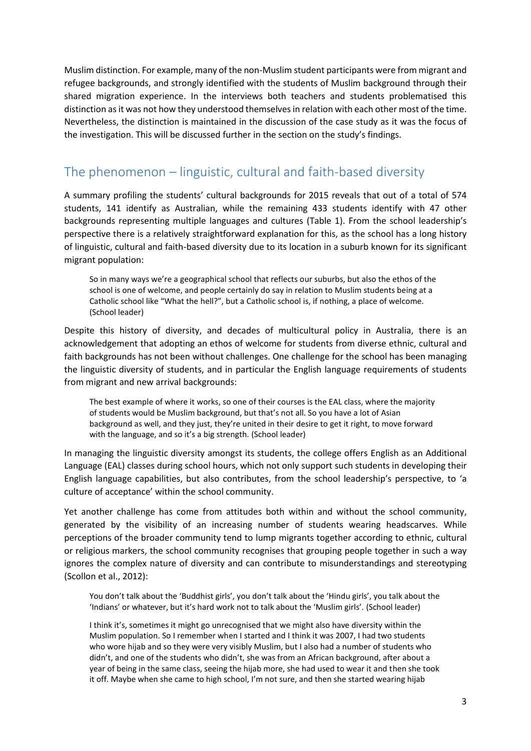Muslim distinction. For example, many of the non-Muslim student participants were from migrant and refugee backgrounds, and strongly identified with the students of Muslim background through their shared migration experience. In the interviews both teachers and students problematised this distinction as it was not how they understood themselves in relation with each other most of the time. Nevertheless, the distinction is maintained in the discussion of the case study as it was the focus of the investigation. This will be discussed further in the section on the study's findings.

## The phenomenon – linguistic, cultural and faith-based diversity

A summary profiling the students' cultural backgrounds for 2015 reveals that out of a total of 574 students, 141 identify as Australian, while the remaining 433 students identify with 47 other backgrounds representing multiple languages and cultures (Table 1). From the school leadership's perspective there is a relatively straightforward explanation for this, as the school has a long history of linguistic, cultural and faith-based diversity due to its location in a suburb known for its significant migrant population:

> So in many ways we're a geographical school that reflects our suburbs, but also the ethos of the school is one of welcome, and people certainly do say in relation to Muslim students being at a Catholic school like "What the hell?", but a Catholic school is, if nothing, a place of welcome. (School leader)

Despite this history of diversity, and decades of multicultural policy in Australia, there is an acknowledgement that adopting an ethos of welcome for students from diverse ethnic, cultural and faith backgrounds has not been without challenges. One challenge for the school has been managing the linguistic diversity of students, and in particular the English language requirements of students from migrant and new arrival backgrounds:

> The best example of where it works, so one of their courses is the EAL class, where the majority of students would be Muslim background, but that's not all. So you have a lot of Asian background as well, and they just, they're united in their desire to get it right, to move forward with the language, and so it's a big strength. (School leader)

In managing the linguistic diversity amongst its students, the college offers English as an Additional Language (EAL) classes during school hours, which not only support such students in developing their English language capabilities, but also contributes, from the school leadership's perspective, to 'a culture of acceptance' within the school community.

Yet another challenge has come from attitudes both within and without the school community, generated by the visibility of an increasing number of students wearing headscarves. While perceptions of the broader community tend to lump migrants together according to ethnic, cultural or religious markers, the school community recognises that grouping people together in such a way ignores the complex nature of diversity and can contribute to misunderstandings and stereotyping (Scollon et al., 2012):

> You don't talk about the 'Buddhist girls', you don't talk about the 'Hindu girls', you talk about the 'Indians' or whatever, but it's hard work not to talk about the 'Muslim girls'. (School leader)

> I think it's, sometimes it might go unrecognised that we might also have diversity within the Muslim population. So I remember when I started and I think it was 2007, I had two students who wore hijab and so they were very visibly Muslim, but I also had a number of students who didn't, and one of the students who didn't, she was from an African background, after about a year of being in the same class, seeing the hijab more, she had used to wear it and then she took it off. Maybe when she came to high school, I'm not sure, and then she started wearing hijab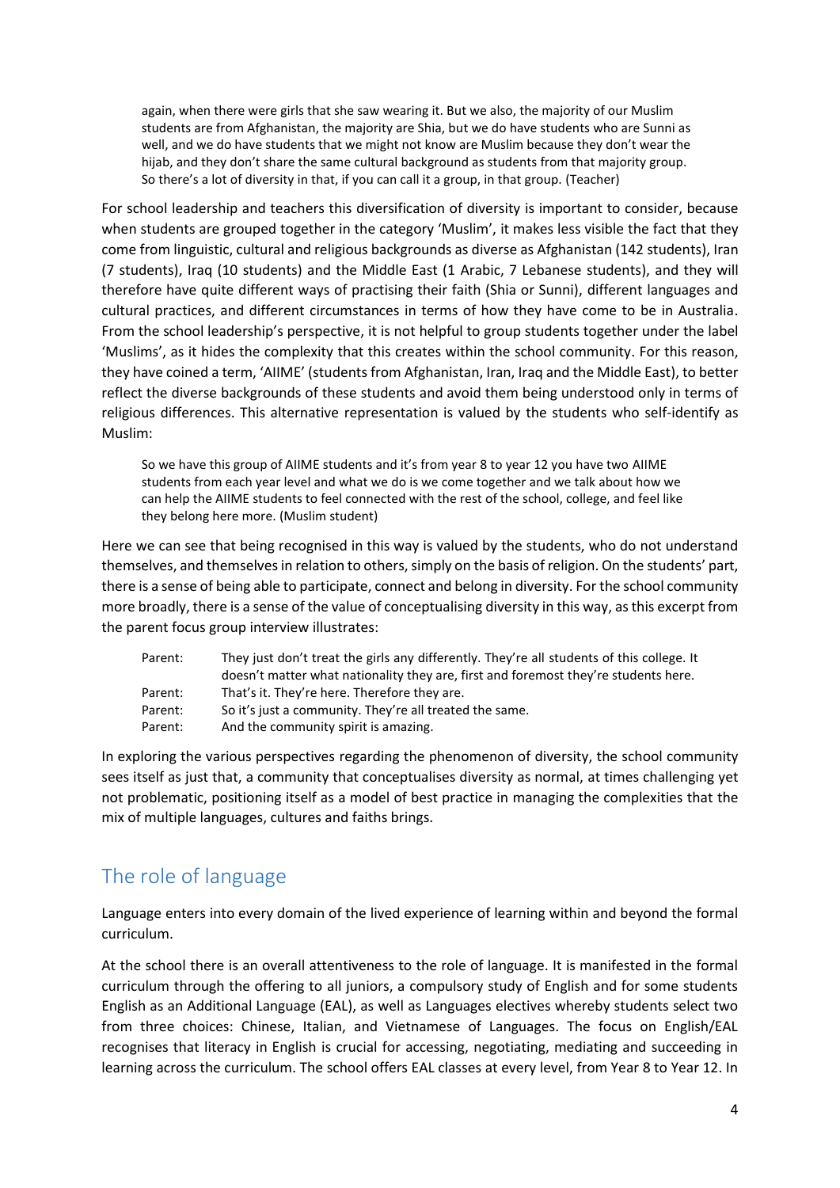> again, when there were girls that she saw wearing it. But we also, the majority of our Muslim students are from Afghanistan, the majority are Shia, but we do have students who are Sunni as well, and we do have students that we might not know are Muslim because they don't wear the hijab, and they don't share the same cultural background as students from that majority group. So there's a lot of diversity in that, if you can call it a group, in that group. (Teacher)

For school leadership and teachers this diversification of diversity is important to consider, because when students are grouped together in the category 'Muslim', it makes less visible the fact that they come from linguistic, cultural and religious backgrounds as diverse as Afghanistan (142 students), Iran (7 students), Iraq (10 students) and the Middle East (1 Arabic, 7 Lebanese students), and they will therefore have quite different ways of practising their faith (Shia or Sunni), different languages and cultural practices, and different circumstances in terms of how they have come to be in Australia. From the school leadership's perspective, it is not helpful to group students together under the label 'Muslims', as it hides the complexity that this creates within the school community. For this reason, they have coined a term, 'AIIME' (students from Afghanistan, Iran, Iraq and the Middle East), to better reflect the diverse backgrounds of these students and avoid them being understood only in terms of religious differences. This alternative representation is valued by the students who self-identify as Muslim:

> So we have this group of AIIME students and it's from year 8 to year 12 you have two AIIME students from each year level and what we do is we come together and we talk about how we can help the AIIME students to feel connected with the rest of the school, college, and feel like they belong here more. (Muslim student)

Here we can see that being recognised in this way is valued by the students, who do not understand themselves, and themselves in relation to others, simply on the basis of religion. On the students' part, there is a sense of being able to participate, connect and belong in diversity. For the school community more broadly, there is a sense of the value of conceptualising diversity in this way, as this excerpt from the parent focus group interview illustrates:

> Parent: They just don't treat the girls any differently. They're all students of this college. It doesn't matter what nationality they are, first and foremost they're students here.
> Parent: That's it. They're here. Therefore they are.
> Parent: So it's just a community. They're all treated the same.
> Parent: And the community spirit is amazing.

In exploring the various perspectives regarding the phenomenon of diversity, the school community sees itself as just that, a community that conceptualises diversity as normal, at times challenging yet not problematic, positioning itself as a model of best practice in managing the complexities that the mix of multiple languages, cultures and faiths brings.

## The role of language

Language enters into every domain of the lived experience of learning within and beyond the formal curriculum.

At the school there is an overall attentiveness to the role of language. It is manifested in the formal curriculum through the offering to all juniors, a compulsory study of English and for some students English as an Additional Language (EAL), as well as Languages electives whereby students select two from three choices: Chinese, Italian, and Vietnamese of Languages. The focus on English/EAL recognises that literacy in English is crucial for accessing, negotiating, mediating and succeeding in learning across the curriculum. The school offers EAL classes at every level, from Year 8 to Year 12. In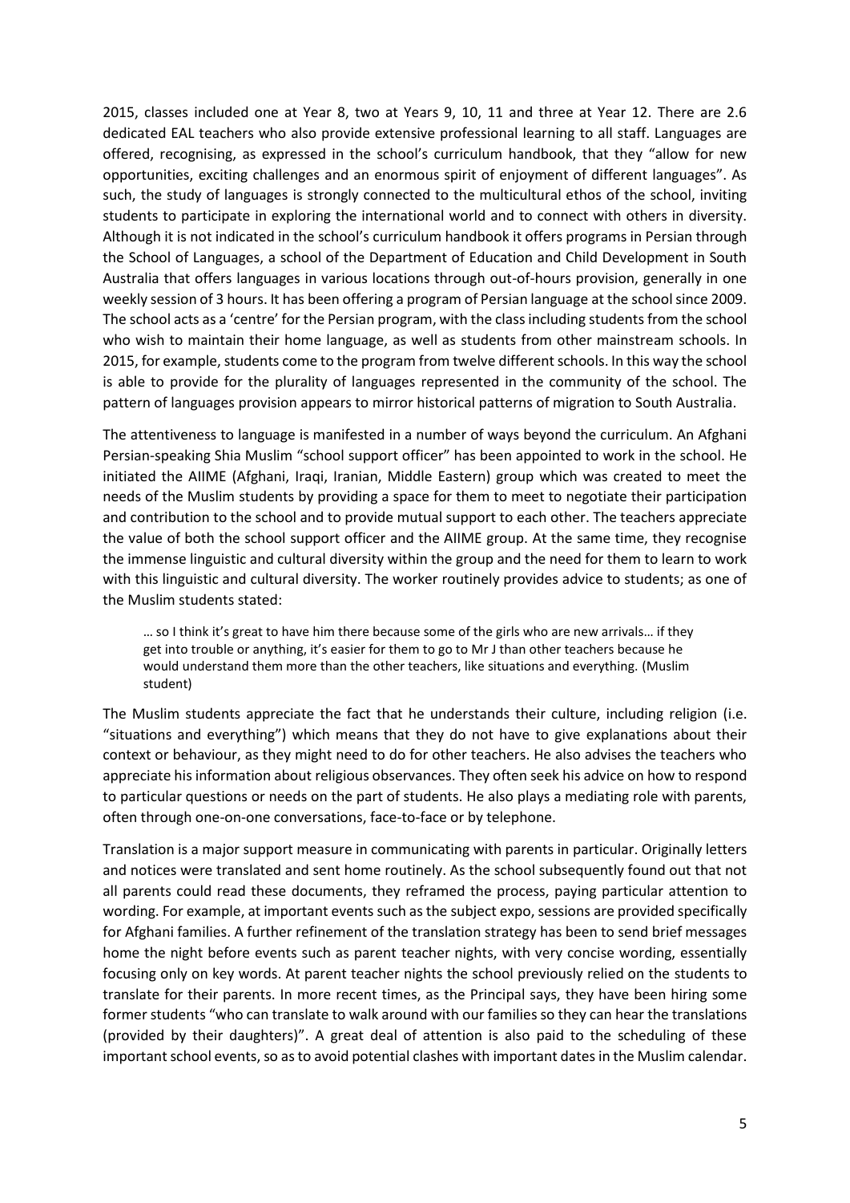2015, classes included one at Year 8, two at Years 9, 10, 11 and three at Year 12. There are 2.6 dedicated EAL teachers who also provide extensive professional learning to all staff. Languages are offered, recognising, as expressed in the school's curriculum handbook, that they "allow for new opportunities, exciting challenges and an enormous spirit of enjoyment of different languages". As such, the study of languages is strongly connected to the multicultural ethos of the school, inviting students to participate in exploring the international world and to connect with others in diversity. Although it is not indicated in the school's curriculum handbook it offers programs in Persian through the School of Languages, a school of the Department of Education and Child Development in South Australia that offers languages in various locations through out-of-hours provision, generally in one weekly session of 3 hours. It has been offering a program of Persian language at the school since 2009. The school acts as a 'centre' for the Persian program, with the class including students from the school who wish to maintain their home language, as well as students from other mainstream schools. In 2015, for example, students come to the program from twelve different schools. In this way the school is able to provide for the plurality of languages represented in the community of the school. The pattern of languages provision appears to mirror historical patterns of migration to South Australia.

The attentiveness to language is manifested in a number of ways beyond the curriculum. An Afghani Persian-speaking Shia Muslim "school support officer" has been appointed to work in the school. He initiated the AIIME (Afghani, Iraqi, Iranian, Middle Eastern) group which was created to meet the needs of the Muslim students by providing a space for them to meet to negotiate their participation and contribution to the school and to provide mutual support to each other. The teachers appreciate the value of both the school support officer and the AIIME group. At the same time, they recognise the immense linguistic and cultural diversity within the group and the need for them to learn to work with this linguistic and cultural diversity. The worker routinely provides advice to students; as one of the Muslim students stated:

> … so I think it's great to have him there because some of the girls who are new arrivals… if they get into trouble or anything, it's easier for them to go to Mr J than other teachers because he would understand them more than the other teachers, like situations and everything. (Muslim student)

The Muslim students appreciate the fact that he understands their culture, including religion (i.e. "situations and everything") which means that they do not have to give explanations about their context or behaviour, as they might need to do for other teachers. He also advises the teachers who appreciate his information about religious observances. They often seek his advice on how to respond to particular questions or needs on the part of students. He also plays a mediating role with parents, often through one-on-one conversations, face-to-face or by telephone.

Translation is a major support measure in communicating with parents in particular. Originally letters and notices were translated and sent home routinely. As the school subsequently found out that not all parents could read these documents, they reframed the process, paying particular attention to wording. For example, at important events such as the subject expo, sessions are provided specifically for Afghani families. A further refinement of the translation strategy has been to send brief messages home the night before events such as parent teacher nights, with very concise wording, essentially focusing only on key words. At parent teacher nights the school previously relied on the students to translate for their parents. In more recent times, as the Principal says, they have been hiring some former students "who can translate to walk around with our families so they can hear the translations (provided by their daughters)". A great deal of attention is also paid to the scheduling of these important school events, so as to avoid potential clashes with important dates in the Muslim calendar.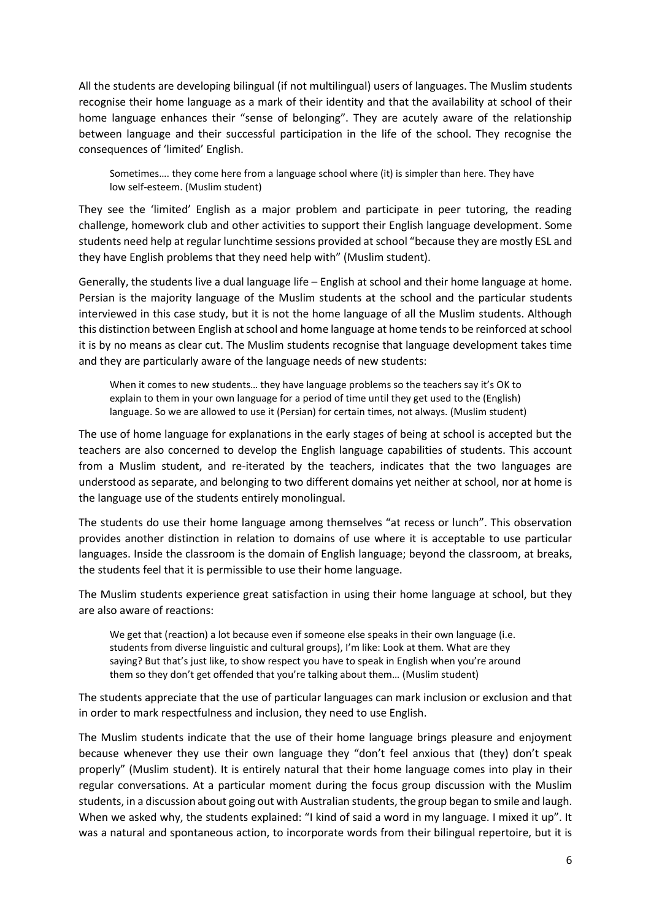All the students are developing bilingual (if not multilingual) users of languages. The Muslim students recognise their home language as a mark of their identity and that the availability at school of their home language enhances their "sense of belonging". They are acutely aware of the relationship between language and their successful participation in the life of the school. They recognise the consequences of 'limited' English.

> Sometimes…. they come here from a language school where (it) is simpler than here. They have low self-esteem. (Muslim student)

They see the 'limited' English as a major problem and participate in peer tutoring, the reading challenge, homework club and other activities to support their English language development. Some students need help at regular lunchtime sessions provided at school "because they are mostly ESL and they have English problems that they need help with" (Muslim student).

Generally, the students live a dual language life – English at school and their home language at home. Persian is the majority language of the Muslim students at the school and the particular students interviewed in this case study, but it is not the home language of all the Muslim students. Although this distinction between English at school and home language at home tends to be reinforced at school it is by no means as clear cut. The Muslim students recognise that language development takes time and they are particularly aware of the language needs of new students:

> When it comes to new students… they have language problems so the teachers say it's OK to explain to them in your own language for a period of time until they get used to the (English) language. So we are allowed to use it (Persian) for certain times, not always. (Muslim student)

The use of home language for explanations in the early stages of being at school is accepted but the teachers are also concerned to develop the English language capabilities of students. This account from a Muslim student, and re-iterated by the teachers, indicates that the two languages are understood as separate, and belonging to two different domains yet neither at school, nor at home is the language use of the students entirely monolingual.

The students do use their home language among themselves "at recess or lunch". This observation provides another distinction in relation to domains of use where it is acceptable to use particular languages. Inside the classroom is the domain of English language; beyond the classroom, at breaks, the students feel that it is permissible to use their home language.

The Muslim students experience great satisfaction in using their home language at school, but they are also aware of reactions:

> We get that (reaction) a lot because even if someone else speaks in their own language (i.e. students from diverse linguistic and cultural groups), I'm like: Look at them. What are they saying? But that's just like, to show respect you have to speak in English when you're around them so they don't get offended that you're talking about them… (Muslim student)

The students appreciate that the use of particular languages can mark inclusion or exclusion and that in order to mark respectfulness and inclusion, they need to use English.

The Muslim students indicate that the use of their home language brings pleasure and enjoyment because whenever they use their own language they "don't feel anxious that (they) don't speak properly" (Muslim student). It is entirely natural that their home language comes into play in their regular conversations. At a particular moment during the focus group discussion with the Muslim students, in a discussion about going out with Australian students, the group began to smile and laugh. When we asked why, the students explained: "I kind of said a word in my language. I mixed it up". It was a natural and spontaneous action, to incorporate words from their bilingual repertoire, but it is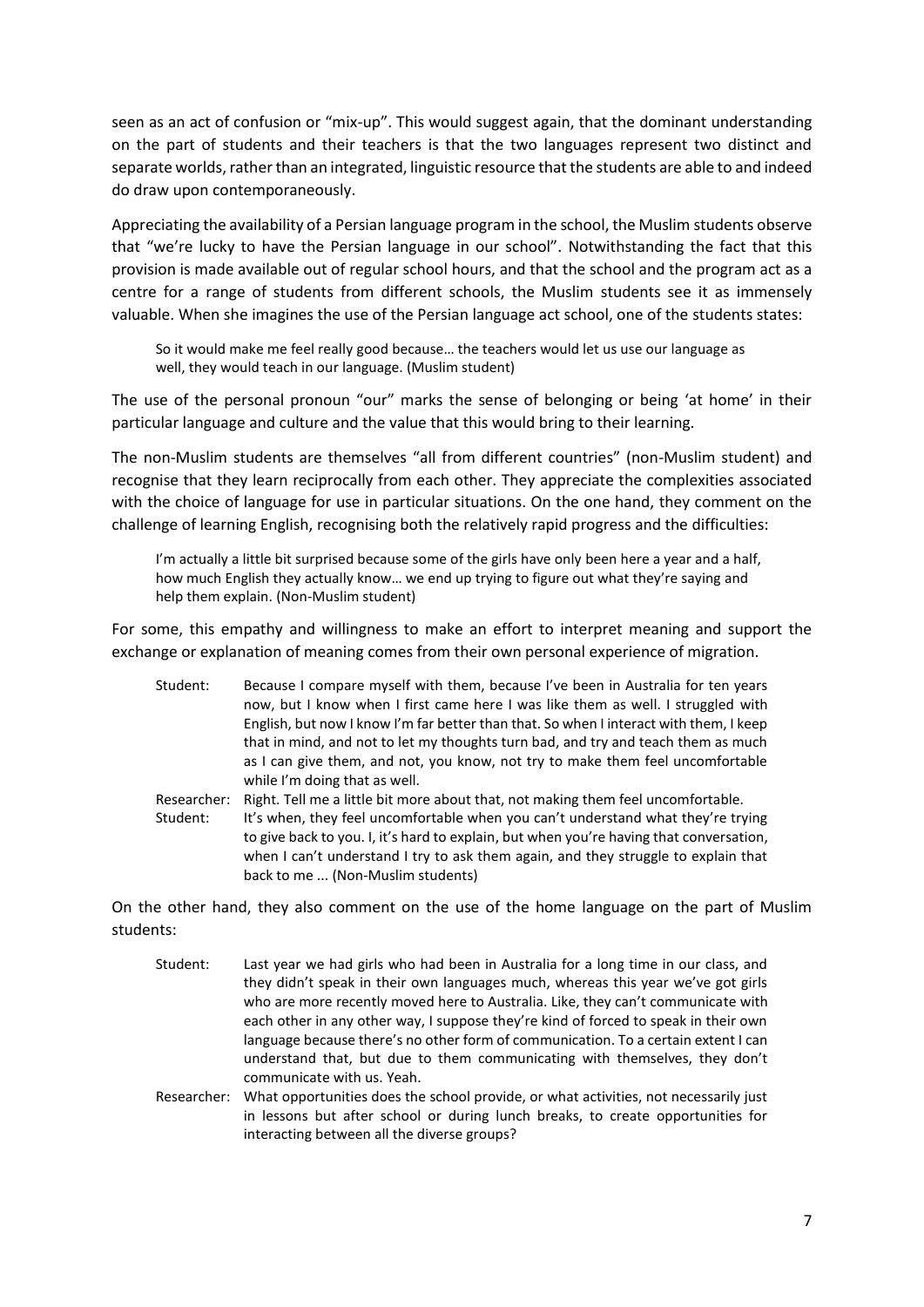seen as an act of confusion or "mix-up". This would suggest again, that the dominant understanding on the part of students and their teachers is that the two languages represent two distinct and separate worlds, rather than an integrated, linguistic resource that the students are able to and indeed do draw upon contemporaneously.

Appreciating the availability of a Persian language program in the school, the Muslim students observe that "we're lucky to have the Persian language in our school". Notwithstanding the fact that this provision is made available out of regular school hours, and that the school and the program act as a centre for a range of students from different schools, the Muslim students see it as immensely valuable. When she imagines the use of the Persian language act school, one of the students states:

> So it would make me feel really good because… the teachers would let us use our language as well, they would teach in our language. (Muslim student)

The use of the personal pronoun "our" marks the sense of belonging or being 'at home' in their particular language and culture and the value that this would bring to their learning.

The non-Muslim students are themselves "all from different countries" (non-Muslim student) and recognise that they learn reciprocally from each other. They appreciate the complexities associated with the choice of language for use in particular situations. On the one hand, they comment on the challenge of learning English, recognising both the relatively rapid progress and the difficulties:

> I'm actually a little bit surprised because some of the girls have only been here a year and a half, how much English they actually know… we end up trying to figure out what they're saying and help them explain. (Non-Muslim student)

For some, this empathy and willingness to make an effort to interpret meaning and support the exchange or explanation of meaning comes from their own personal experience of migration.

> Student: Because I compare myself with them, because I've been in Australia for ten years now, but I know when I first came here I was like them as well. I struggled with English, but now I know I'm far better than that. So when I interact with them, I keep that in mind, and not to let my thoughts turn bad, and try and teach them as much as I can give them, and not, you know, not try to make them feel uncomfortable while I'm doing that as well.
>
> Researcher: Right. Tell me a little bit more about that, not making them feel uncomfortable.
>
> Student: It's when, they feel uncomfortable when you can't understand what they're trying to give back to you. I, it's hard to explain, but when you're having that conversation, when I can't understand I try to ask them again, and they struggle to explain that back to me ... (Non-Muslim students)

On the other hand, they also comment on the use of the home language on the part of Muslim students:

> Student: Last year we had girls who had been in Australia for a long time in our class, and they didn't speak in their own languages much, whereas this year we've got girls who are more recently moved here to Australia. Like, they can't communicate with each other in any other way, I suppose they're kind of forced to speak in their own language because there's no other form of communication. To a certain extent I can understand that, but due to them communicating with themselves, they don't communicate with us. Yeah.
>
> Researcher: What opportunities does the school provide, or what activities, not necessarily just in lessons but after school or during lunch breaks, to create opportunities for interacting between all the diverse groups?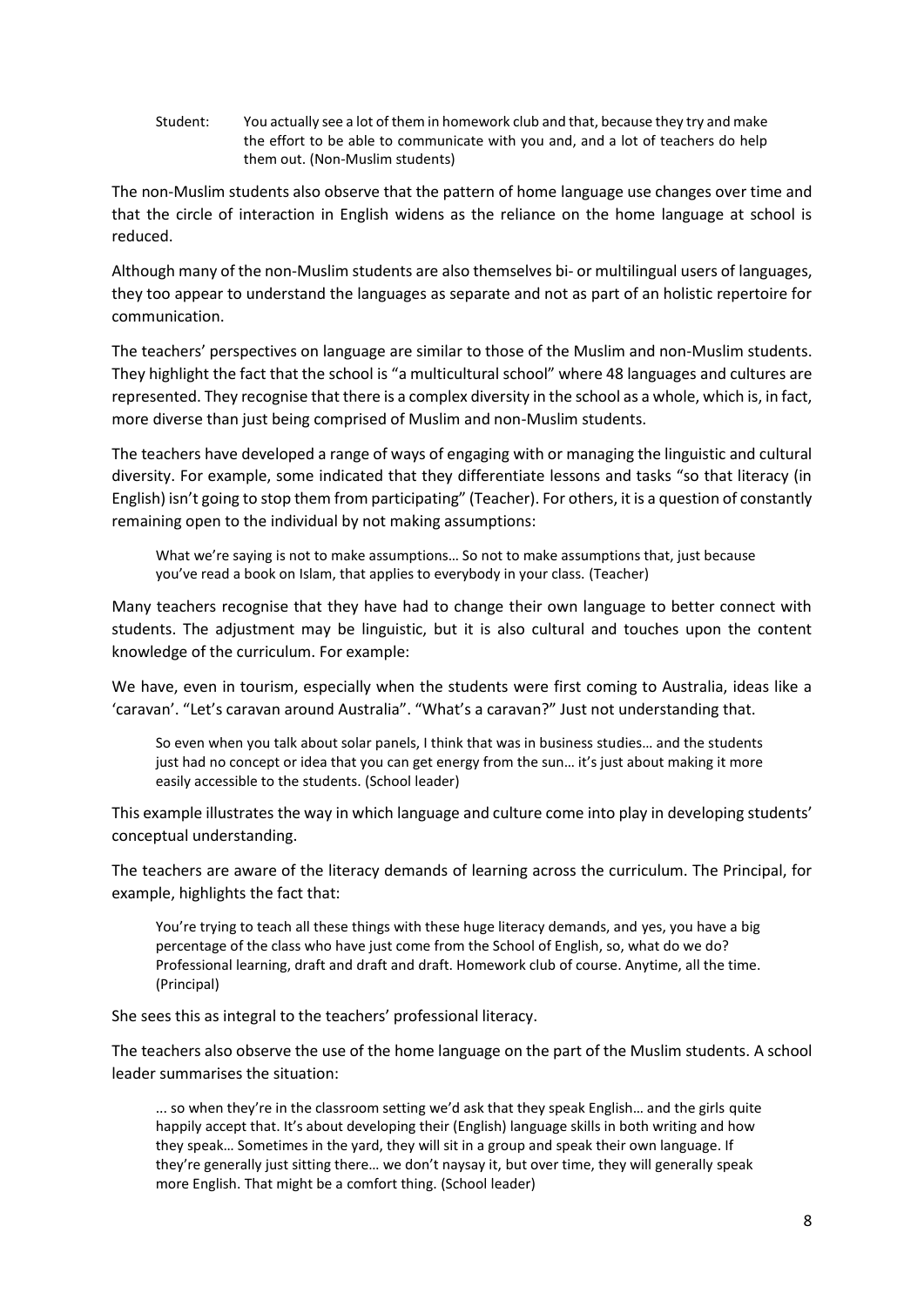> Student: You actually see a lot of them in homework club and that, because they try and make the effort to be able to communicate with you and, and a lot of teachers do help them out. (Non-Muslim students)

The non-Muslim students also observe that the pattern of home language use changes over time and that the circle of interaction in English widens as the reliance on the home language at school is reduced.

Although many of the non-Muslim students are also themselves bi- or multilingual users of languages, they too appear to understand the languages as separate and not as part of an holistic repertoire for communication.

The teachers' perspectives on language are similar to those of the Muslim and non-Muslim students. They highlight the fact that the school is "a multicultural school" where 48 languages and cultures are represented. They recognise that there is a complex diversity in the school as a whole, which is, in fact, more diverse than just being comprised of Muslim and non-Muslim students.

The teachers have developed a range of ways of engaging with or managing the linguistic and cultural diversity. For example, some indicated that they differentiate lessons and tasks "so that literacy (in English) isn't going to stop them from participating" (Teacher). For others, it is a question of constantly remaining open to the individual by not making assumptions:

> What we're saying is not to make assumptions… So not to make assumptions that, just because you've read a book on Islam, that applies to everybody in your class. (Teacher)

Many teachers recognise that they have had to change their own language to better connect with students. The adjustment may be linguistic, but it is also cultural and touches upon the content knowledge of the curriculum. For example:

We have, even in tourism, especially when the students were first coming to Australia, ideas like a 'caravan'. "Let's caravan around Australia". "What's a caravan?" Just not understanding that.

> So even when you talk about solar panels, I think that was in business studies… and the students just had no concept or idea that you can get energy from the sun… it's just about making it more easily accessible to the students. (School leader)

This example illustrates the way in which language and culture come into play in developing students' conceptual understanding.

The teachers are aware of the literacy demands of learning across the curriculum. The Principal, for example, highlights the fact that:

> You're trying to teach all these things with these huge literacy demands, and yes, you have a big percentage of the class who have just come from the School of English, so, what do we do? Professional learning, draft and draft and draft. Homework club of course. Anytime, all the time. (Principal)

She sees this as integral to the teachers' professional literacy.

The teachers also observe the use of the home language on the part of the Muslim students. A school leader summarises the situation:

> ... so when they're in the classroom setting we'd ask that they speak English… and the girls quite happily accept that. It's about developing their (English) language skills in both writing and how they speak… Sometimes in the yard, they will sit in a group and speak their own language. If they're generally just sitting there… we don't naysay it, but over time, they will generally speak more English. That might be a comfort thing. (School leader)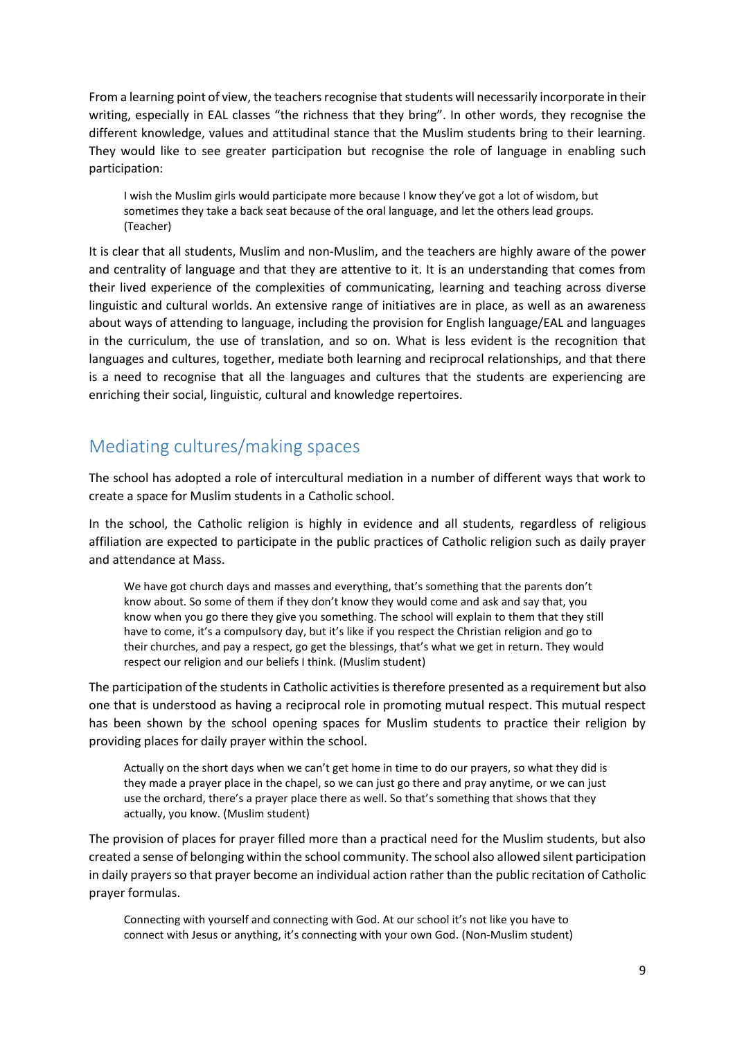From a learning point of view, the teachers recognise that students will necessarily incorporate in their writing, especially in EAL classes "the richness that they bring". In other words, they recognise the different knowledge, values and attitudinal stance that the Muslim students bring to their learning. They would like to see greater participation but recognise the role of language in enabling such participation:

> I wish the Muslim girls would participate more because I know they've got a lot of wisdom, but sometimes they take a back seat because of the oral language, and let the others lead groups. (Teacher)

It is clear that all students, Muslim and non-Muslim, and the teachers are highly aware of the power and centrality of language and that they are attentive to it. It is an understanding that comes from their lived experience of the complexities of communicating, learning and teaching across diverse linguistic and cultural worlds. An extensive range of initiatives are in place, as well as an awareness about ways of attending to language, including the provision for English language/EAL and languages in the curriculum, the use of translation, and so on. What is less evident is the recognition that languages and cultures, together, mediate both learning and reciprocal relationships, and that there is a need to recognise that all the languages and cultures that the students are experiencing are enriching their social, linguistic, cultural and knowledge repertoires.

## Mediating cultures/making spaces

The school has adopted a role of intercultural mediation in a number of different ways that work to create a space for Muslim students in a Catholic school.

In the school, the Catholic religion is highly in evidence and all students, regardless of religious affiliation are expected to participate in the public practices of Catholic religion such as daily prayer and attendance at Mass.

> We have got church days and masses and everything, that's something that the parents don't know about. So some of them if they don't know they would come and ask and say that, you know when you go there they give you something. The school will explain to them that they still have to come, it's a compulsory day, but it's like if you respect the Christian religion and go to their churches, and pay a respect, go get the blessings, that's what we get in return. They would respect our religion and our beliefs I think. (Muslim student)

The participation of the students in Catholic activities is therefore presented as a requirement but also one that is understood as having a reciprocal role in promoting mutual respect. This mutual respect has been shown by the school opening spaces for Muslim students to practice their religion by providing places for daily prayer within the school.

> Actually on the short days when we can't get home in time to do our prayers, so what they did is they made a prayer place in the chapel, so we can just go there and pray anytime, or we can just use the orchard, there's a prayer place there as well. So that's something that shows that they actually, you know. (Muslim student)

The provision of places for prayer filled more than a practical need for the Muslim students, but also created a sense of belonging within the school community. The school also allowed silent participation in daily prayers so that prayer become an individual action rather than the public recitation of Catholic prayer formulas.

> Connecting with yourself and connecting with God. At our school it's not like you have to connect with Jesus or anything, it's connecting with your own God. (Non-Muslim student)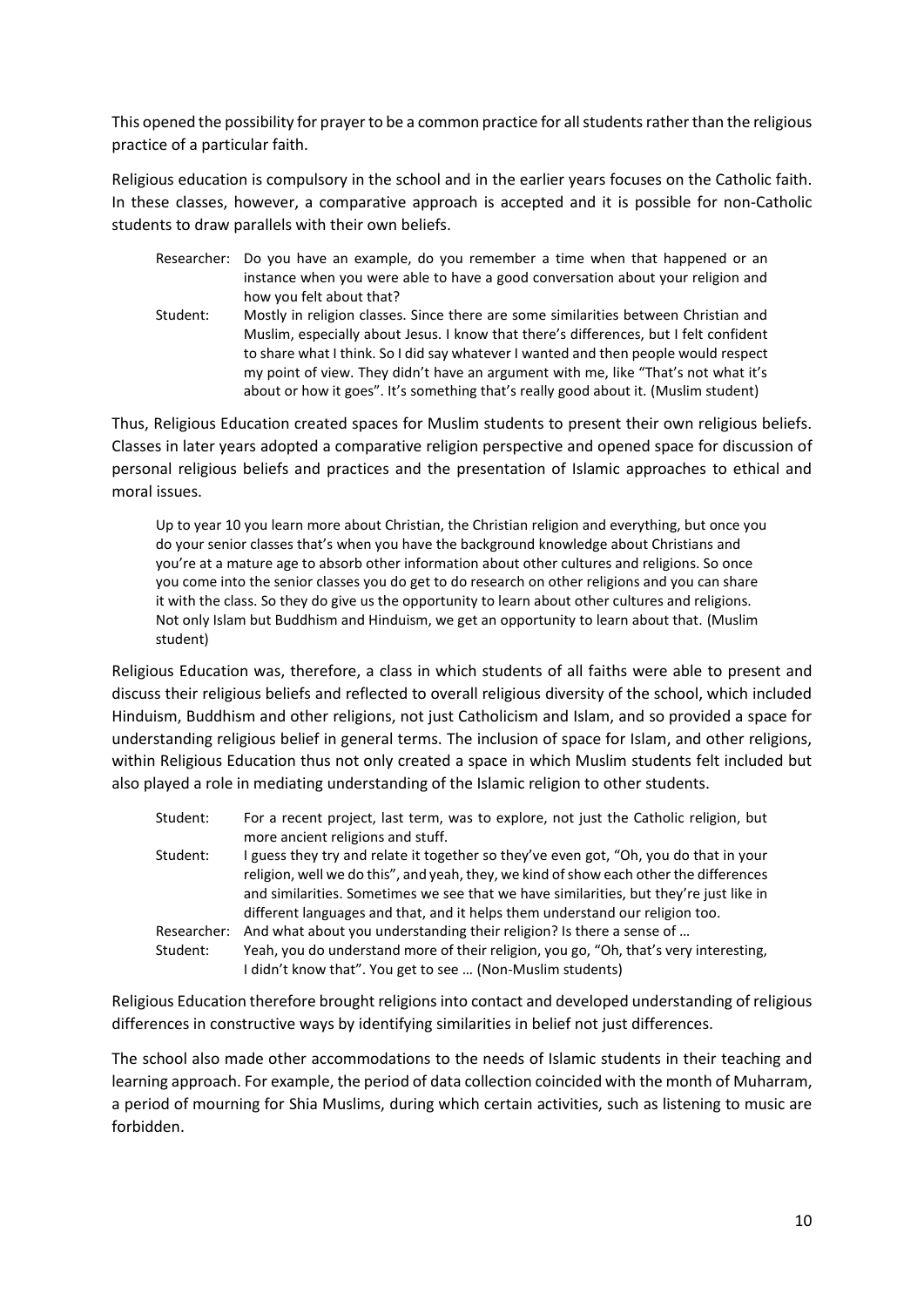This opened the possibility for prayer to be a common practice for all students rather than the religious practice of a particular faith.

Religious education is compulsory in the school and in the earlier years focuses on the Catholic faith. In these classes, however, a comparative approach is accepted and it is possible for non-Catholic students to draw parallels with their own beliefs.

> Researcher: Do you have an example, do you remember a time when that happened or an instance when you were able to have a good conversation about your religion and how you felt about that?
>
> Student: Mostly in religion classes. Since there are some similarities between Christian and Muslim, especially about Jesus. I know that there's differences, but I felt confident to share what I think. So I did say whatever I wanted and then people would respect my point of view. They didn't have an argument with me, like "That's not what it's about or how it goes". It's something that's really good about it. (Muslim student)

Thus, Religious Education created spaces for Muslim students to present their own religious beliefs. Classes in later years adopted a comparative religion perspective and opened space for discussion of personal religious beliefs and practices and the presentation of Islamic approaches to ethical and moral issues.

> Up to year 10 you learn more about Christian, the Christian religion and everything, but once you do your senior classes that's when you have the background knowledge about Christians and you're at a mature age to absorb other information about other cultures and religions. So once you come into the senior classes you do get to do research on other religions and you can share it with the class. So they do give us the opportunity to learn about other cultures and religions. Not only Islam but Buddhism and Hinduism, we get an opportunity to learn about that. (Muslim student)

Religious Education was, therefore, a class in which students of all faiths were able to present and discuss their religious beliefs and reflected to overall religious diversity of the school, which included Hinduism, Buddhism and other religions, not just Catholicism and Islam, and so provided a space for understanding religious belief in general terms. The inclusion of space for Islam, and other religions, within Religious Education thus not only created a space in which Muslim students felt included but also played a role in mediating understanding of the Islamic religion to other students.

> Student: For a recent project, last term, was to explore, not just the Catholic religion, but more ancient religions and stuff.
>
> Student: I guess they try and relate it together so they've even got, "Oh, you do that in your religion, well we do this", and yeah, they, we kind of show each other the differences and similarities. Sometimes we see that we have similarities, but they're just like in different languages and that, and it helps them understand our religion too.
>
> Researcher: And what about you understanding their religion? Is there a sense of …
>
> Student: Yeah, you do understand more of their religion, you go, "Oh, that's very interesting, I didn't know that". You get to see … (Non-Muslim students)

Religious Education therefore brought religions into contact and developed understanding of religious differences in constructive ways by identifying similarities in belief not just differences.

The school also made other accommodations to the needs of Islamic students in their teaching and learning approach. For example, the period of data collection coincided with the month of Muharram, a period of mourning for Shia Muslims, during which certain activities, such as listening to music are forbidden.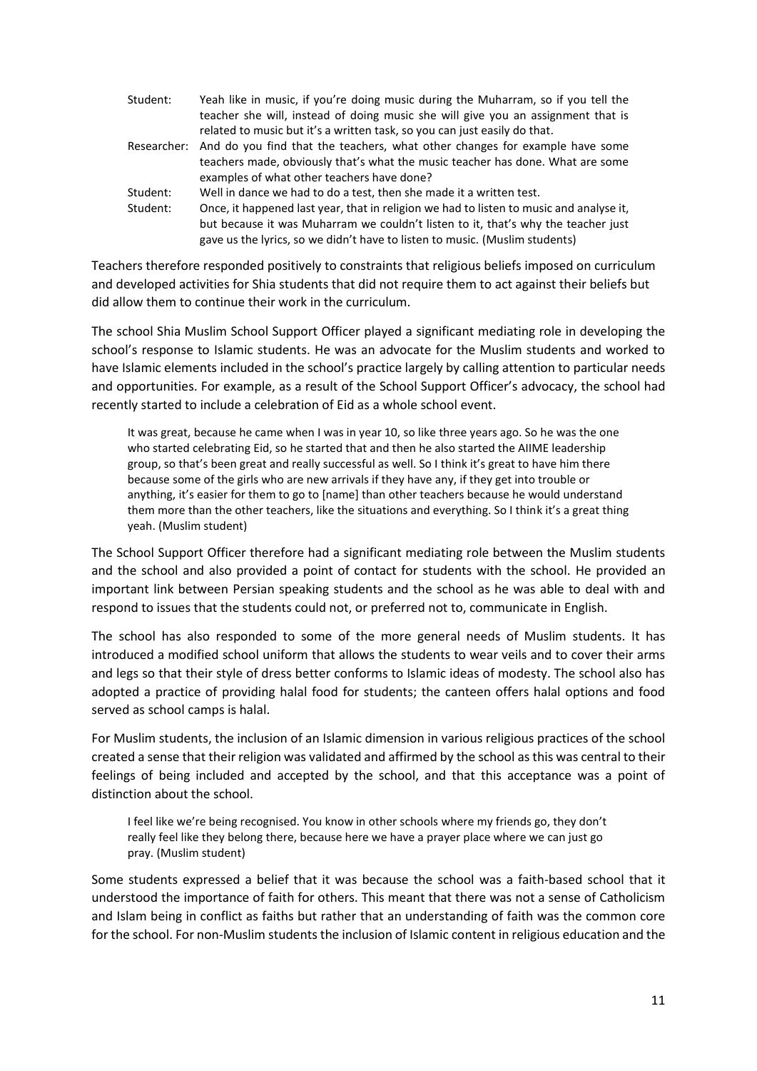| | |
|---|---|
| Student: | Yeah like in music, if you're doing music during the Muharram, so if you tell the teacher she will, instead of doing music she will give you an assignment that is related to music but it's a written task, so you can just easily do that. |
| Researcher: | And do you find that the teachers, what other changes for example have some teachers made, obviously that's what the music teacher has done. What are some examples of what other teachers have done? |
| Student: | Well in dance we had to do a test, then she made it a written test. |
| Student: | Once, it happened last year, that in religion we had to listen to music and analyse it, but because it was Muharram we couldn't listen to it, that's why the teacher just gave us the lyrics, so we didn't have to listen to music. (Muslim students) |

Teachers therefore responded positively to constraints that religious beliefs imposed on curriculum and developed activities for Shia students that did not require them to act against their beliefs but did allow them to continue their work in the curriculum.

The school Shia Muslim School Support Officer played a significant mediating role in developing the school's response to Islamic students. He was an advocate for the Muslim students and worked to have Islamic elements included in the school's practice largely by calling attention to particular needs and opportunities. For example, as a result of the School Support Officer's advocacy, the school had recently started to include a celebration of Eid as a whole school event.

> It was great, because he came when I was in year 10, so like three years ago. So he was the one who started celebrating Eid, so he started that and then he also started the AIIME leadership group, so that's been great and really successful as well. So I think it's great to have him there because some of the girls who are new arrivals if they have any, if they get into trouble or anything, it's easier for them to go to [name] than other teachers because he would understand them more than the other teachers, like the situations and everything. So I think it's a great thing yeah. (Muslim student)

The School Support Officer therefore had a significant mediating role between the Muslim students and the school and also provided a point of contact for students with the school. He provided an important link between Persian speaking students and the school as he was able to deal with and respond to issues that the students could not, or preferred not to, communicate in English.

The school has also responded to some of the more general needs of Muslim students. It has introduced a modified school uniform that allows the students to wear veils and to cover their arms and legs so that their style of dress better conforms to Islamic ideas of modesty. The school also has adopted a practice of providing halal food for students; the canteen offers halal options and food served as school camps is halal.

For Muslim students, the inclusion of an Islamic dimension in various religious practices of the school created a sense that their religion was validated and affirmed by the school as this was central to their feelings of being included and accepted by the school, and that this acceptance was a point of distinction about the school.

> I feel like we're being recognised. You know in other schools where my friends go, they don't really feel like they belong there, because here we have a prayer place where we can just go pray. (Muslim student)

Some students expressed a belief that it was because the school was a faith-based school that it understood the importance of faith for others. This meant that there was not a sense of Catholicism and Islam being in conflict as faiths but rather that an understanding of faith was the common core for the school. For non-Muslim students the inclusion of Islamic content in religious education and the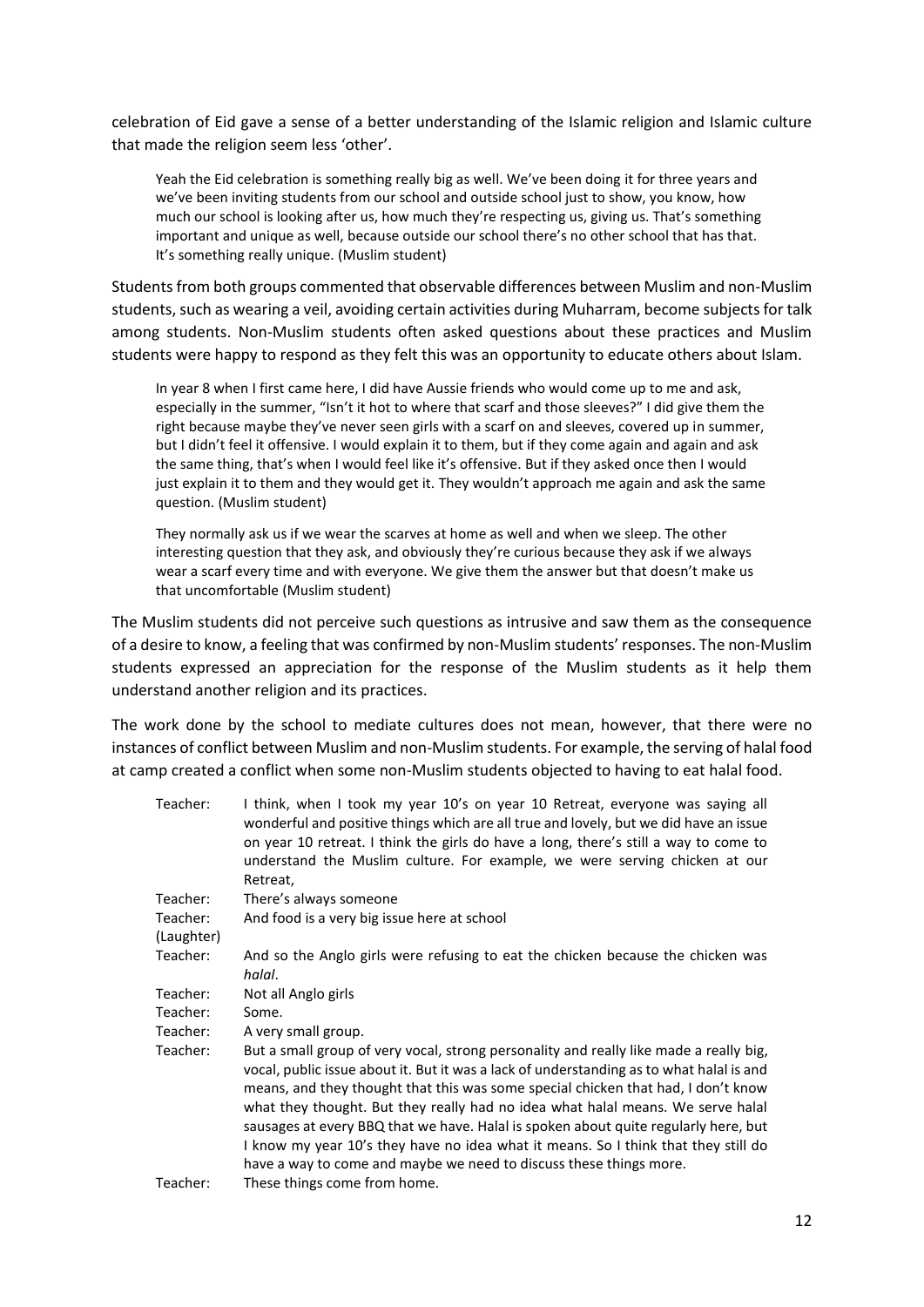celebration of Eid gave a sense of a better understanding of the Islamic religion and Islamic culture that made the religion seem less 'other'.

> Yeah the Eid celebration is something really big as well. We've been doing it for three years and we've been inviting students from our school and outside school just to show, you know, how much our school is looking after us, how much they're respecting us, giving us. That's something important and unique as well, because outside our school there's no other school that has that. It's something really unique. (Muslim student)

Students from both groups commented that observable differences between Muslim and non-Muslim students, such as wearing a veil, avoiding certain activities during Muharram, become subjects for talk among students. Non-Muslim students often asked questions about these practices and Muslim students were happy to respond as they felt this was an opportunity to educate others about Islam.

> In year 8 when I first came here, I did have Aussie friends who would come up to me and ask, especially in the summer, "Isn't it hot to where that scarf and those sleeves?" I did give them the right because maybe they've never seen girls with a scarf on and sleeves, covered up in summer, but I didn't feel it offensive. I would explain it to them, but if they come again and again and ask the same thing, that's when I would feel like it's offensive. But if they asked once then I would just explain it to them and they would get it. They wouldn't approach me again and ask the same question. (Muslim student)

> They normally ask us if we wear the scarves at home as well and when we sleep. The other interesting question that they ask, and obviously they're curious because they ask if we always wear a scarf every time and with everyone. We give them the answer but that doesn't make us that uncomfortable (Muslim student)

The Muslim students did not perceive such questions as intrusive and saw them as the consequence of a desire to know, a feeling that was confirmed by non-Muslim students' responses. The non-Muslim students expressed an appreciation for the response of the Muslim students as it help them understand another religion and its practices.

The work done by the school to mediate cultures does not mean, however, that there were no instances of conflict between Muslim and non-Muslim students. For example, the serving of halal food at camp created a conflict when some non-Muslim students objected to having to eat halal food.

> Teacher: I think, when I took my year 10's on year 10 Retreat, everyone was saying all wonderful and positive things which are all true and lovely, but we did have an issue on year 10 retreat. I think the girls do have a long, there's still a way to come to understand the Muslim culture. For example, we were serving chicken at our Retreat,
>
> Teacher: There's always someone
>
> Teacher: And food is a very big issue here at school
>
> (Laughter)
>
> Teacher: And so the Anglo girls were refusing to eat the chicken because the chicken was *halal*.
>
> Teacher: Not all Anglo girls
>
> Teacher: Some.
>
> Teacher: A very small group.
>
> Teacher: But a small group of very vocal, strong personality and really like made a really big, vocal, public issue about it. But it was a lack of understanding as to what halal is and means, and they thought that this was some special chicken that had, I don't know what they thought. But they really had no idea what halal means. We serve halal sausages at every BBQ that we have. Halal is spoken about quite regularly here, but I know my year 10's they have no idea what it means. So I think that they still do have a way to come and maybe we need to discuss these things more.
>
> Teacher: These things come from home.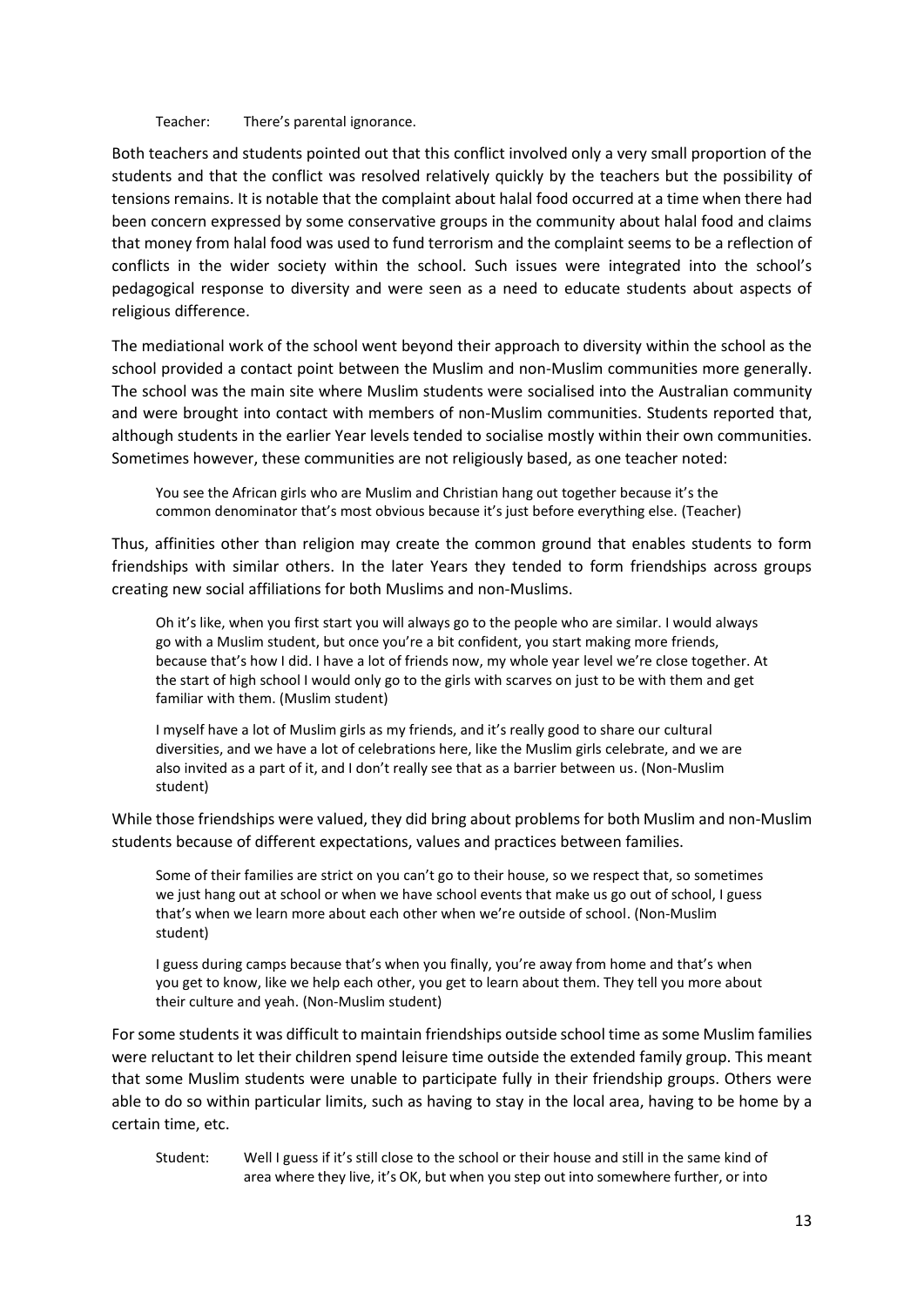Teacher: There's parental ignorance.

Both teachers and students pointed out that this conflict involved only a very small proportion of the students and that the conflict was resolved relatively quickly by the teachers but the possibility of tensions remains. It is notable that the complaint about halal food occurred at a time when there had been concern expressed by some conservative groups in the community about halal food and claims that money from halal food was used to fund terrorism and the complaint seems to be a reflection of conflicts in the wider society within the school. Such issues were integrated into the school's pedagogical response to diversity and were seen as a need to educate students about aspects of religious difference.

The mediational work of the school went beyond their approach to diversity within the school as the school provided a contact point between the Muslim and non-Muslim communities more generally. The school was the main site where Muslim students were socialised into the Australian community and were brought into contact with members of non-Muslim communities. Students reported that, although students in the earlier Year levels tended to socialise mostly within their own communities. Sometimes however, these communities are not religiously based, as one teacher noted:

> You see the African girls who are Muslim and Christian hang out together because it's the common denominator that's most obvious because it's just before everything else. (Teacher)

Thus, affinities other than religion may create the common ground that enables students to form friendships with similar others. In the later Years they tended to form friendships across groups creating new social affiliations for both Muslims and non-Muslims.

> Oh it's like, when you first start you will always go to the people who are similar. I would always go with a Muslim student, but once you're a bit confident, you start making more friends, because that's how I did. I have a lot of friends now, my whole year level we're close together. At the start of high school I would only go to the girls with scarves on just to be with them and get familiar with them. (Muslim student)

> I myself have a lot of Muslim girls as my friends, and it's really good to share our cultural diversities, and we have a lot of celebrations here, like the Muslim girls celebrate, and we are also invited as a part of it, and I don't really see that as a barrier between us. (Non-Muslim student)

While those friendships were valued, they did bring about problems for both Muslim and non-Muslim students because of different expectations, values and practices between families.

> Some of their families are strict on you can't go to their house, so we respect that, so sometimes we just hang out at school or when we have school events that make us go out of school, I guess that's when we learn more about each other when we're outside of school. (Non-Muslim student)

> I guess during camps because that's when you finally, you're away from home and that's when you get to know, like we help each other, you get to learn about them. They tell you more about their culture and yeah. (Non-Muslim student)

For some students it was difficult to maintain friendships outside school time as some Muslim families were reluctant to let their children spend leisure time outside the extended family group. This meant that some Muslim students were unable to participate fully in their friendship groups. Others were able to do so within particular limits, such as having to stay in the local area, having to be home by a certain time, etc.

Student: Well I guess if it's still close to the school or their house and still in the same kind of area where they live, it's OK, but when you step out into somewhere further, or into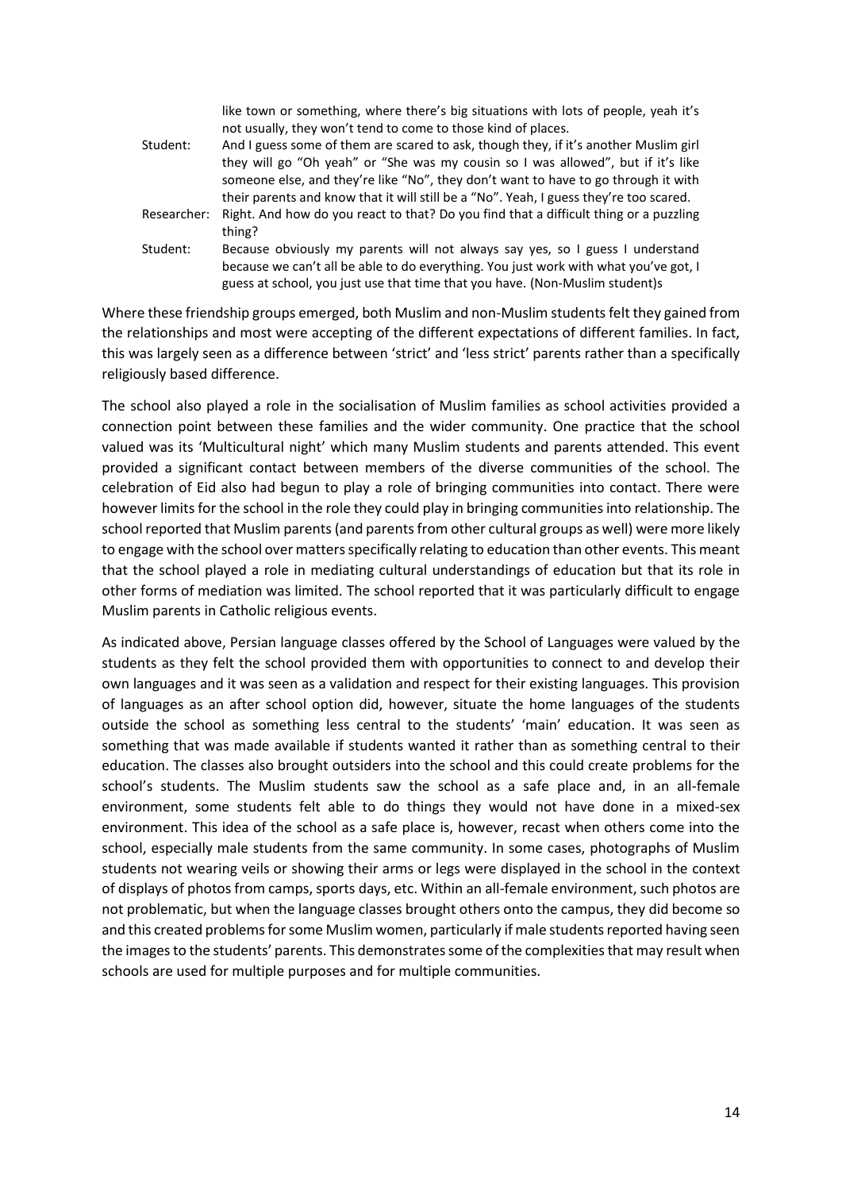like town or something, where there's big situations with lots of people, yeah it's not usually, they won't tend to come to those kind of places.

Student: And I guess some of them are scared to ask, though they, if it's another Muslim girl they will go "Oh yeah" or "She was my cousin so I was allowed", but if it's like someone else, and they're like "No", they don't want to have to go through it with their parents and know that it will still be a "No". Yeah, I guess they're too scared.

Researcher: Right. And how do you react to that? Do you find that a difficult thing or a puzzling thing?

Student: Because obviously my parents will not always say yes, so I guess I understand because we can't all be able to do everything. You just work with what you've got, I guess at school, you just use that time that you have. (Non-Muslim student)s

Where these friendship groups emerged, both Muslim and non-Muslim students felt they gained from the relationships and most were accepting of the different expectations of different families. In fact, this was largely seen as a difference between 'strict' and 'less strict' parents rather than a specifically religiously based difference.

The school also played a role in the socialisation of Muslim families as school activities provided a connection point between these families and the wider community. One practice that the school valued was its 'Multicultural night' which many Muslim students and parents attended. This event provided a significant contact between members of the diverse communities of the school. The celebration of Eid also had begun to play a role of bringing communities into contact. There were however limits for the school in the role they could play in bringing communities into relationship. The school reported that Muslim parents (and parents from other cultural groups as well) were more likely to engage with the school over matters specifically relating to education than other events. This meant that the school played a role in mediating cultural understandings of education but that its role in other forms of mediation was limited. The school reported that it was particularly difficult to engage Muslim parents in Catholic religious events.

As indicated above, Persian language classes offered by the School of Languages were valued by the students as they felt the school provided them with opportunities to connect to and develop their own languages and it was seen as a validation and respect for their existing languages. This provision of languages as an after school option did, however, situate the home languages of the students outside the school as something less central to the students' 'main' education. It was seen as something that was made available if students wanted it rather than as something central to their education. The classes also brought outsiders into the school and this could create problems for the school's students. The Muslim students saw the school as a safe place and, in an all-female environment, some students felt able to do things they would not have done in a mixed-sex environment. This idea of the school as a safe place is, however, recast when others come into the school, especially male students from the same community. In some cases, photographs of Muslim students not wearing veils or showing their arms or legs were displayed in the school in the context of displays of photos from camps, sports days, etc. Within an all-female environment, such photos are not problematic, but when the language classes brought others onto the campus, they did become so and this created problems for some Muslim women, particularly if male students reported having seen the images to the students' parents. This demonstrates some of the complexities that may result when schools are used for multiple purposes and for multiple communities.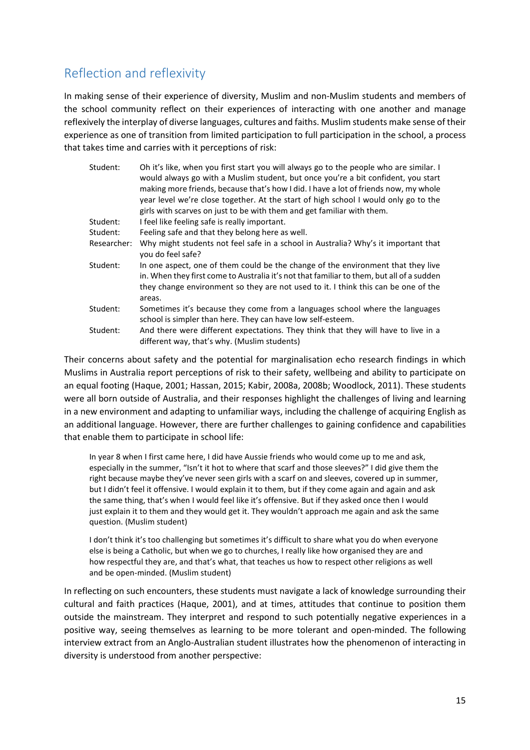## Reflection and reflexivity

In making sense of their experience of diversity, Muslim and non-Muslim students and members of the school community reflect on their experiences of interacting with one another and manage reflexively the interplay of diverse languages, cultures and faiths. Muslim students make sense of their experience as one of transition from limited participation to full participation in the school, a process that takes time and carries with it perceptions of risk:

| | |
|---|---|
| Student: | Oh it's like, when you first start you will always go to the people who are similar. I would always go with a Muslim student, but once you're a bit confident, you start making more friends, because that's how I did. I have a lot of friends now, my whole year level we're close together. At the start of high school I would only go to the girls with scarves on just to be with them and get familiar with them. |
| Student: | I feel like feeling safe is really important. |
| Student: | Feeling safe and that they belong here as well. |
| Researcher: | Why might students not feel safe in a school in Australia? Why's it important that you do feel safe? |
| Student: | In one aspect, one of them could be the change of the environment that they live in. When they first come to Australia it's not that familiar to them, but all of a sudden they change environment so they are not used to it. I think this can be one of the areas. |
| Student: | Sometimes it's because they come from a languages school where the languages school is simpler than here. They can have low self-esteem. |
| Student: | And there were different expectations. They think that they will have to live in a different way, that's why. (Muslim students) |

Their concerns about safety and the potential for marginalisation echo research findings in which Muslims in Australia report perceptions of risk to their safety, wellbeing and ability to participate on an equal footing (Haque, 2001; Hassan, 2015; Kabir, 2008a, 2008b; Woodlock, 2011). These students were all born outside of Australia, and their responses highlight the challenges of living and learning in a new environment and adapting to unfamiliar ways, including the challenge of acquiring English as an additional language. However, there are further challenges to gaining confidence and capabilities that enable them to participate in school life:

> In year 8 when I first came here, I did have Aussie friends who would come up to me and ask, especially in the summer, "Isn't it hot to where that scarf and those sleeves?" I did give them the right because maybe they've never seen girls with a scarf on and sleeves, covered up in summer, but I didn't feel it offensive. I would explain it to them, but if they come again and again and ask the same thing, that's when I would feel like it's offensive. But if they asked once then I would just explain it to them and they would get it. They wouldn't approach me again and ask the same question. (Muslim student)

> I don't think it's too challenging but sometimes it's difficult to share what you do when everyone else is being a Catholic, but when we go to churches, I really like how organised they are and how respectful they are, and that's what, that teaches us how to respect other religions as well and be open-minded. (Muslim student)

In reflecting on such encounters, these students must navigate a lack of knowledge surrounding their cultural and faith practices (Haque, 2001), and at times, attitudes that continue to position them outside the mainstream. They interpret and respond to such potentially negative experiences in a positive way, seeing themselves as learning to be more tolerant and open-minded. The following interview extract from an Anglo-Australian student illustrates how the phenomenon of interacting in diversity is understood from another perspective: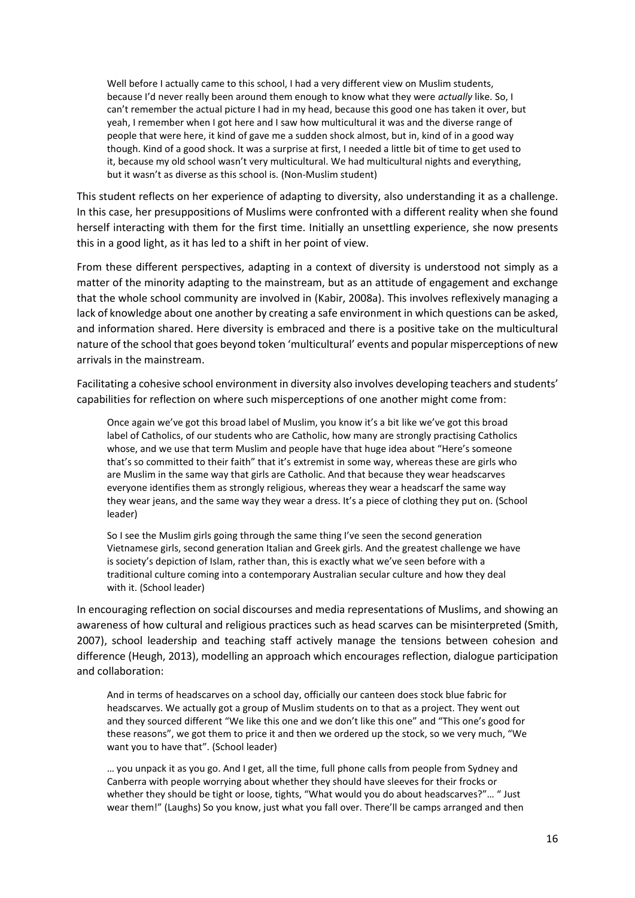> Well before I actually came to this school, I had a very different view on Muslim students, because I'd never really been around them enough to know what they were *actually* like. So, I can't remember the actual picture I had in my head, because this good one has taken it over, but yeah, I remember when I got here and I saw how multicultural it was and the diverse range of people that were here, it kind of gave me a sudden shock almost, but in, kind of in a good way though. Kind of a good shock. It was a surprise at first, I needed a little bit of time to get used to it, because my old school wasn't very multicultural. We had multicultural nights and everything, but it wasn't as diverse as this school is. (Non-Muslim student)

This student reflects on her experience of adapting to diversity, also understanding it as a challenge. In this case, her presuppositions of Muslims were confronted with a different reality when she found herself interacting with them for the first time. Initially an unsettling experience, she now presents this in a good light, as it has led to a shift in her point of view.

From these different perspectives, adapting in a context of diversity is understood not simply as a matter of the minority adapting to the mainstream, but as an attitude of engagement and exchange that the whole school community are involved in (Kabir, 2008a). This involves reflexively managing a lack of knowledge about one another by creating a safe environment in which questions can be asked, and information shared. Here diversity is embraced and there is a positive take on the multicultural nature of the school that goes beyond token 'multicultural' events and popular misperceptions of new arrivals in the mainstream.

Facilitating a cohesive school environment in diversity also involves developing teachers and students' capabilities for reflection on where such misperceptions of one another might come from:

> Once again we've got this broad label of Muslim, you know it's a bit like we've got this broad label of Catholics, of our students who are Catholic, how many are strongly practising Catholics whose, and we use that term Muslim and people have that huge idea about "Here's someone that's so committed to their faith" that it's extremist in some way, whereas these are girls who are Muslim in the same way that girls are Catholic. And that because they wear headscarves everyone identifies them as strongly religious, whereas they wear a headscarf the same way they wear jeans, and the same way they wear a dress. It's a piece of clothing they put on. (School leader)

> So I see the Muslim girls going through the same thing I've seen the second generation Vietnamese girls, second generation Italian and Greek girls. And the greatest challenge we have is society's depiction of Islam, rather than, this is exactly what we've seen before with a traditional culture coming into a contemporary Australian secular culture and how they deal with it. (School leader)

In encouraging reflection on social discourses and media representations of Muslims, and showing an awareness of how cultural and religious practices such as head scarves can be misinterpreted (Smith, 2007), school leadership and teaching staff actively manage the tensions between cohesion and difference (Heugh, 2013), modelling an approach which encourages reflection, dialogue participation and collaboration:

> And in terms of headscarves on a school day, officially our canteen does stock blue fabric for headscarves. We actually got a group of Muslim students on to that as a project. They went out and they sourced different "We like this one and we don't like this one" and "This one's good for these reasons", we got them to price it and then we ordered up the stock, so we very much, "We want you to have that". (School leader)

> … you unpack it as you go. And I get, all the time, full phone calls from people from Sydney and Canberra with people worrying about whether they should have sleeves for their frocks or whether they should be tight or loose, tights, "What would you do about headscarves?"… " Just wear them!" (Laughs) So you know, just what you fall over. There'll be camps arranged and then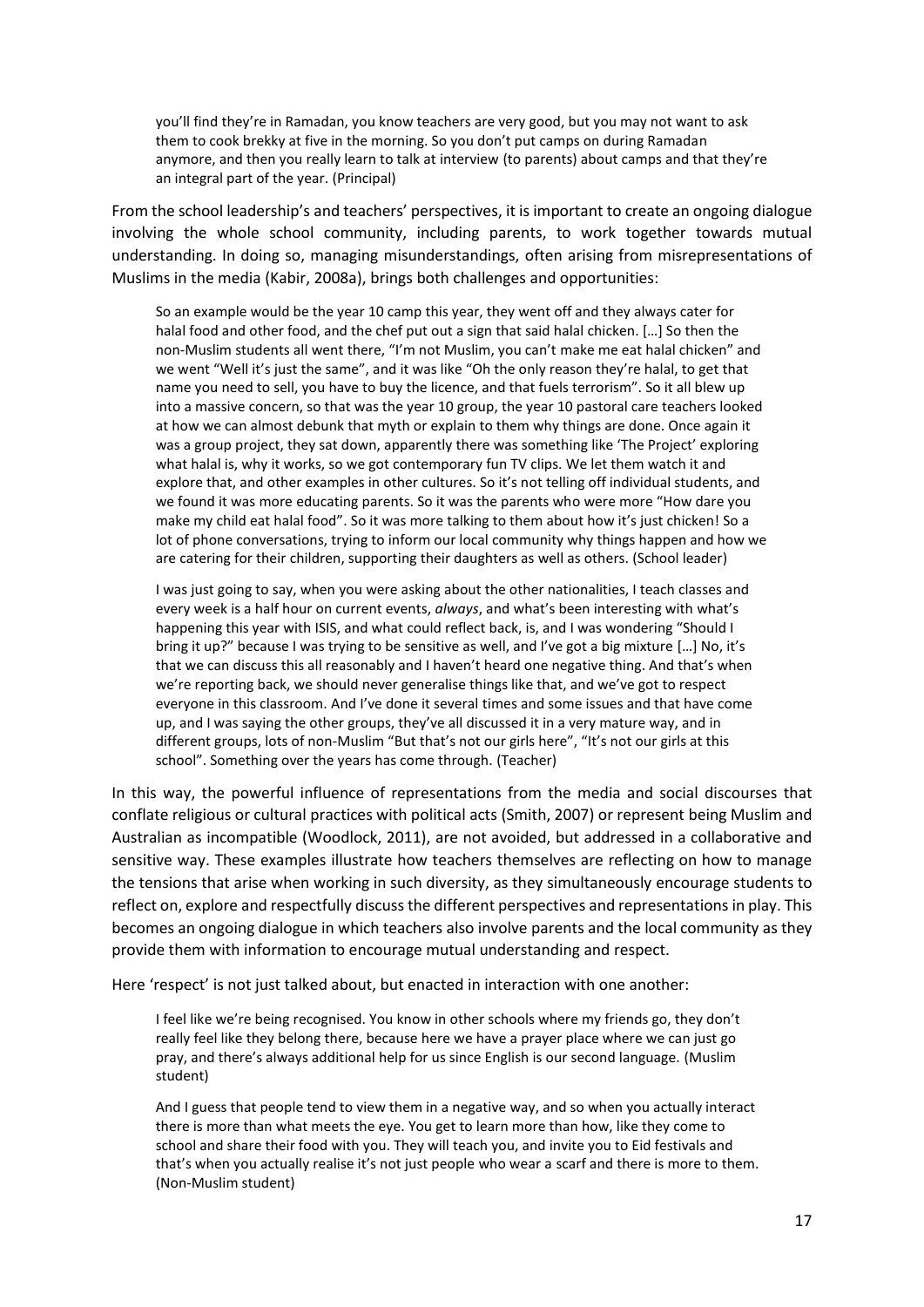> you'll find they're in Ramadan, you know teachers are very good, but you may not want to ask them to cook brekky at five in the morning. So you don't put camps on during Ramadan anymore, and then you really learn to talk at interview (to parents) about camps and that they're an integral part of the year. (Principal)

From the school leadership's and teachers' perspectives, it is important to create an ongoing dialogue involving the whole school community, including parents, to work together towards mutual understanding. In doing so, managing misunderstandings, often arising from misrepresentations of Muslims in the media (Kabir, 2008a), brings both challenges and opportunities:

> So an example would be the year 10 camp this year, they went off and they always cater for halal food and other food, and the chef put out a sign that said halal chicken. […] So then the non-Muslim students all went there, "I'm not Muslim, you can't make me eat halal chicken" and we went "Well it's just the same", and it was like "Oh the only reason they're halal, to get that name you need to sell, you have to buy the licence, and that fuels terrorism". So it all blew up into a massive concern, so that was the year 10 group, the year 10 pastoral care teachers looked at how we can almost debunk that myth or explain to them why things are done. Once again it was a group project, they sat down, apparently there was something like 'The Project' exploring what halal is, why it works, so we got contemporary fun TV clips. We let them watch it and explore that, and other examples in other cultures. So it's not telling off individual students, and we found it was more educating parents. So it was the parents who were more "How dare you make my child eat halal food". So it was more talking to them about how it's just chicken! So a lot of phone conversations, trying to inform our local community why things happen and how we are catering for their children, supporting their daughters as well as others. (School leader)

> I was just going to say, when you were asking about the other nationalities, I teach classes and every week is a half hour on current events, *always*, and what's been interesting with what's happening this year with ISIS, and what could reflect back, is, and I was wondering "Should I bring it up?" because I was trying to be sensitive as well, and I've got a big mixture […] No, it's that we can discuss this all reasonably and I haven't heard one negative thing. And that's when we're reporting back, we should never generalise things like that, and we've got to respect everyone in this classroom. And I've done it several times and some issues and that have come up, and I was saying the other groups, they've all discussed it in a very mature way, and in different groups, lots of non-Muslim "But that's not our girls here", "It's not our girls at this school". Something over the years has come through. (Teacher)

In this way, the powerful influence of representations from the media and social discourses that conflate religious or cultural practices with political acts (Smith, 2007) or represent being Muslim and Australian as incompatible (Woodlock, 2011), are not avoided, but addressed in a collaborative and sensitive way. These examples illustrate how teachers themselves are reflecting on how to manage the tensions that arise when working in such diversity, as they simultaneously encourage students to reflect on, explore and respectfully discuss the different perspectives and representations in play. This becomes an ongoing dialogue in which teachers also involve parents and the local community as they provide them with information to encourage mutual understanding and respect.

Here 'respect' is not just talked about, but enacted in interaction with one another:

> I feel like we're being recognised. You know in other schools where my friends go, they don't really feel like they belong there, because here we have a prayer place where we can just go pray, and there's always additional help for us since English is our second language. (Muslim student)

> And I guess that people tend to view them in a negative way, and so when you actually interact there is more than what meets the eye. You get to learn more than how, like they come to school and share their food with you. They will teach you, and invite you to Eid festivals and that's when you actually realise it's not just people who wear a scarf and there is more to them. (Non-Muslim student)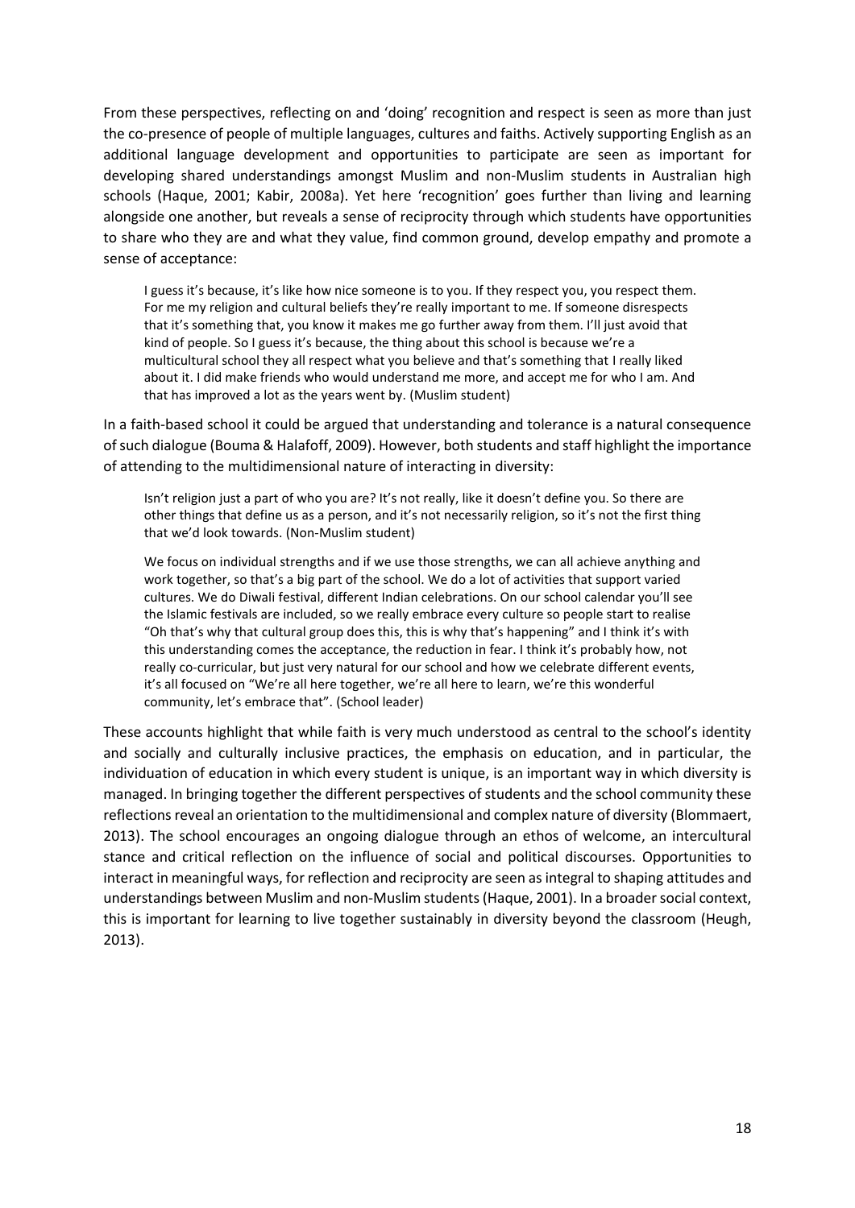From these perspectives, reflecting on and 'doing' recognition and respect is seen as more than just the co-presence of people of multiple languages, cultures and faiths. Actively supporting English as an additional language development and opportunities to participate are seen as important for developing shared understandings amongst Muslim and non-Muslim students in Australian high schools (Haque, 2001; Kabir, 2008a). Yet here 'recognition' goes further than living and learning alongside one another, but reveals a sense of reciprocity through which students have opportunities to share who they are and what they value, find common ground, develop empathy and promote a sense of acceptance:

> I guess it's because, it's like how nice someone is to you. If they respect you, you respect them. For me my religion and cultural beliefs they're really important to me. If someone disrespects that it's something that, you know it makes me go further away from them. I'll just avoid that kind of people. So I guess it's because, the thing about this school is because we're a multicultural school they all respect what you believe and that's something that I really liked about it. I did make friends who would understand me more, and accept me for who I am. And that has improved a lot as the years went by. (Muslim student)

In a faith-based school it could be argued that understanding and tolerance is a natural consequence of such dialogue (Bouma & Halafoff, 2009). However, both students and staff highlight the importance of attending to the multidimensional nature of interacting in diversity:

> Isn't religion just a part of who you are? It's not really, like it doesn't define you. So there are other things that define us as a person, and it's not necessarily religion, so it's not the first thing that we'd look towards. (Non-Muslim student)

> We focus on individual strengths and if we use those strengths, we can all achieve anything and work together, so that's a big part of the school. We do a lot of activities that support varied cultures. We do Diwali festival, different Indian celebrations. On our school calendar you'll see the Islamic festivals are included, so we really embrace every culture so people start to realise "Oh that's why that cultural group does this, this is why that's happening" and I think it's with this understanding comes the acceptance, the reduction in fear. I think it's probably how, not really co-curricular, but just very natural for our school and how we celebrate different events, it's all focused on "We're all here together, we're all here to learn, we're this wonderful community, let's embrace that". (School leader)

These accounts highlight that while faith is very much understood as central to the school's identity and socially and culturally inclusive practices, the emphasis on education, and in particular, the individuation of education in which every student is unique, is an important way in which diversity is managed. In bringing together the different perspectives of students and the school community these reflections reveal an orientation to the multidimensional and complex nature of diversity (Blommaert, 2013). The school encourages an ongoing dialogue through an ethos of welcome, an intercultural stance and critical reflection on the influence of social and political discourses. Opportunities to interact in meaningful ways, for reflection and reciprocity are seen as integral to shaping attitudes and understandings between Muslim and non-Muslim students (Haque, 2001). In a broader social context, this is important for learning to live together sustainably in diversity beyond the classroom (Heugh, 2013).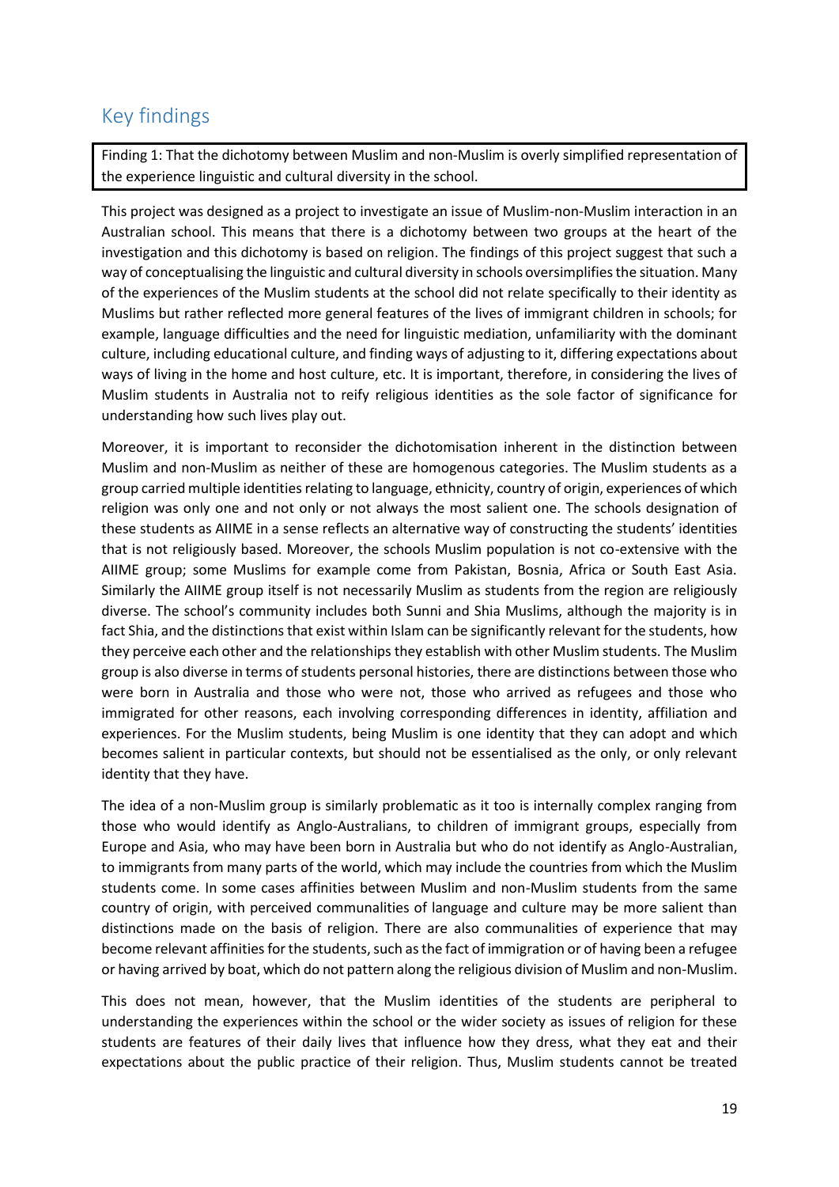## Key findings

Finding 1: That the dichotomy between Muslim and non-Muslim is overly simplified representation of the experience linguistic and cultural diversity in the school.

This project was designed as a project to investigate an issue of Muslim-non-Muslim interaction in an Australian school. This means that there is a dichotomy between two groups at the heart of the investigation and this dichotomy is based on religion. The findings of this project suggest that such a way of conceptualising the linguistic and cultural diversity in schools oversimplifies the situation. Many of the experiences of the Muslim students at the school did not relate specifically to their identity as Muslims but rather reflected more general features of the lives of immigrant children in schools; for example, language difficulties and the need for linguistic mediation, unfamiliarity with the dominant culture, including educational culture, and finding ways of adjusting to it, differing expectations about ways of living in the home and host culture, etc. It is important, therefore, in considering the lives of Muslim students in Australia not to reify religious identities as the sole factor of significance for understanding how such lives play out.

Moreover, it is important to reconsider the dichotomisation inherent in the distinction between Muslim and non-Muslim as neither of these are homogenous categories. The Muslim students as a group carried multiple identities relating to language, ethnicity, country of origin, experiences of which religion was only one and not only or not always the most salient one. The schools designation of these students as AIIME in a sense reflects an alternative way of constructing the students' identities that is not religiously based. Moreover, the schools Muslim population is not co-extensive with the AIIME group; some Muslims for example come from Pakistan, Bosnia, Africa or South East Asia. Similarly the AIIME group itself is not necessarily Muslim as students from the region are religiously diverse. The school's community includes both Sunni and Shia Muslims, although the majority is in fact Shia, and the distinctions that exist within Islam can be significantly relevant for the students, how they perceive each other and the relationships they establish with other Muslim students. The Muslim group is also diverse in terms of students personal histories, there are distinctions between those who were born in Australia and those who were not, those who arrived as refugees and those who immigrated for other reasons, each involving corresponding differences in identity, affiliation and experiences. For the Muslim students, being Muslim is one identity that they can adopt and which becomes salient in particular contexts, but should not be essentialised as the only, or only relevant identity that they have.

The idea of a non-Muslim group is similarly problematic as it too is internally complex ranging from those who would identify as Anglo-Australians, to children of immigrant groups, especially from Europe and Asia, who may have been born in Australia but who do not identify as Anglo-Australian, to immigrants from many parts of the world, which may include the countries from which the Muslim students come. In some cases affinities between Muslim and non-Muslim students from the same country of origin, with perceived communalities of language and culture may be more salient than distinctions made on the basis of religion. There are also communalities of experience that may become relevant affinities for the students, such as the fact of immigration or of having been a refugee or having arrived by boat, which do not pattern along the religious division of Muslim and non-Muslim.

This does not mean, however, that the Muslim identities of the students are peripheral to understanding the experiences within the school or the wider society as issues of religion for these students are features of their daily lives that influence how they dress, what they eat and their expectations about the public practice of their religion. Thus, Muslim students cannot be treated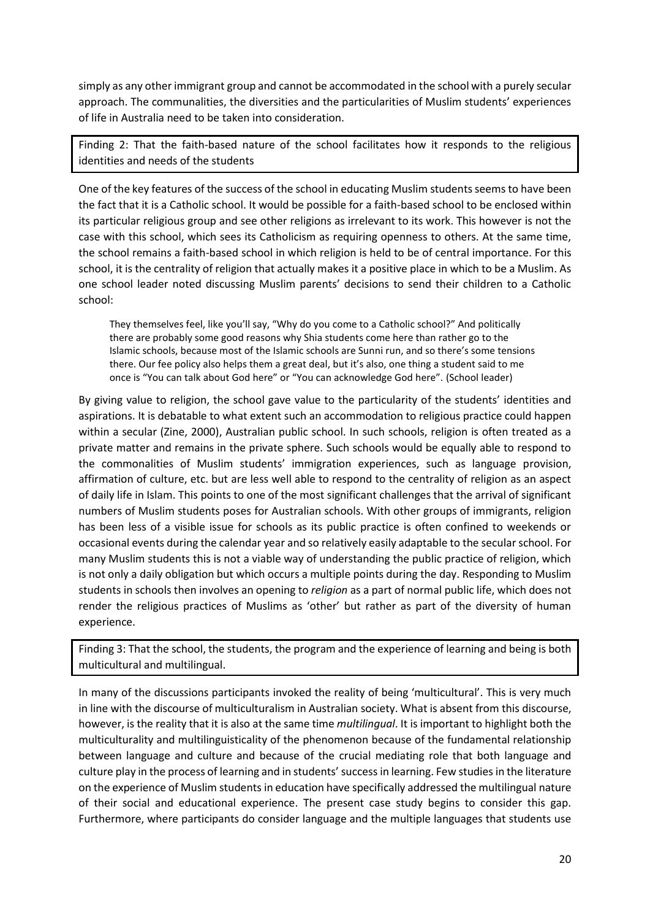simply as any other immigrant group and cannot be accommodated in the school with a purely secular approach. The communalities, the diversities and the particularities of Muslim students' experiences of life in Australia need to be taken into consideration.

Finding 2: That the faith-based nature of the school facilitates how it responds to the religious identities and needs of the students

One of the key features of the success of the school in educating Muslim students seems to have been the fact that it is a Catholic school. It would be possible for a faith-based school to be enclosed within its particular religious group and see other religions as irrelevant to its work. This however is not the case with this school, which sees its Catholicism as requiring openness to others. At the same time, the school remains a faith-based school in which religion is held to be of central importance. For this school, it is the centrality of religion that actually makes it a positive place in which to be a Muslim. As one school leader noted discussing Muslim parents' decisions to send their children to a Catholic school:

> They themselves feel, like you'll say, "Why do you come to a Catholic school?" And politically there are probably some good reasons why Shia students come here than rather go to the Islamic schools, because most of the Islamic schools are Sunni run, and so there's some tensions there. Our fee policy also helps them a great deal, but it's also, one thing a student said to me once is "You can talk about God here" or "You can acknowledge God here". (School leader)

By giving value to religion, the school gave value to the particularity of the students' identities and aspirations. It is debatable to what extent such an accommodation to religious practice could happen within a secular (Zine, 2000), Australian public school. In such schools, religion is often treated as a private matter and remains in the private sphere. Such schools would be equally able to respond to the commonalities of Muslim students' immigration experiences, such as language provision, affirmation of culture, etc. but are less well able to respond to the centrality of religion as an aspect of daily life in Islam. This points to one of the most significant challenges that the arrival of significant numbers of Muslim students poses for Australian schools. With other groups of immigrants, religion has been less of a visible issue for schools as its public practice is often confined to weekends or occasional events during the calendar year and so relatively easily adaptable to the secular school. For many Muslim students this is not a viable way of understanding the public practice of religion, which is not only a daily obligation but which occurs a multiple points during the day. Responding to Muslim students in schools then involves an opening to *religion* as a part of normal public life, which does not render the religious practices of Muslims as 'other' but rather as part of the diversity of human experience.

Finding 3: That the school, the students, the program and the experience of learning and being is both multicultural and multilingual.

In many of the discussions participants invoked the reality of being 'multicultural'. This is very much in line with the discourse of multiculturalism in Australian society. What is absent from this discourse, however, is the reality that it is also at the same time *multilingual*. It is important to highlight both the multiculturality and multilinguisticality of the phenomenon because of the fundamental relationship between language and culture and because of the crucial mediating role that both language and culture play in the process of learning and in students' success in learning. Few studies in the literature on the experience of Muslim students in education have specifically addressed the multilingual nature of their social and educational experience. The present case study begins to consider this gap. Furthermore, where participants do consider language and the multiple languages that students use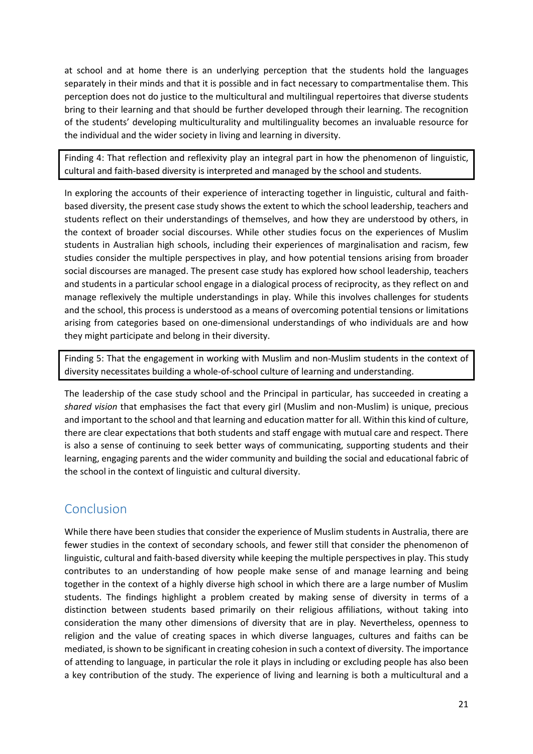at school and at home there is an underlying perception that the students hold the languages separately in their minds and that it is possible and in fact necessary to compartmentalise them. This perception does not do justice to the multicultural and multilingual repertoires that diverse students bring to their learning and that should be further developed through their learning. The recognition of the students' developing multiculturality and multilinguality becomes an invaluable resource for the individual and the wider society in living and learning in diversity.

Finding 4: That reflection and reflexivity play an integral part in how the phenomenon of linguistic, cultural and faith-based diversity is interpreted and managed by the school and students.

In exploring the accounts of their experience of interacting together in linguistic, cultural and faith-based diversity, the present case study shows the extent to which the school leadership, teachers and students reflect on their understandings of themselves, and how they are understood by others, in the context of broader social discourses. While other studies focus on the experiences of Muslim students in Australian high schools, including their experiences of marginalisation and racism, few studies consider the multiple perspectives in play, and how potential tensions arising from broader social discourses are managed. The present case study has explored how school leadership, teachers and students in a particular school engage in a dialogical process of reciprocity, as they reflect on and manage reflexively the multiple understandings in play. While this involves challenges for students and the school, this process is understood as a means of overcoming potential tensions or limitations arising from categories based on one-dimensional understandings of who individuals are and how they might participate and belong in their diversity.

Finding 5: That the engagement in working with Muslim and non-Muslim students in the context of diversity necessitates building a whole-of-school culture of learning and understanding.

The leadership of the case study school and the Principal in particular, has succeeded in creating a *shared vision* that emphasises the fact that every girl (Muslim and non-Muslim) is unique, precious and important to the school and that learning and education matter for all. Within this kind of culture, there are clear expectations that both students and staff engage with mutual care and respect. There is also a sense of continuing to seek better ways of communicating, supporting students and their learning, engaging parents and the wider community and building the social and educational fabric of the school in the context of linguistic and cultural diversity.

## Conclusion

While there have been studies that consider the experience of Muslim students in Australia, there are fewer studies in the context of secondary schools, and fewer still that consider the phenomenon of linguistic, cultural and faith-based diversity while keeping the multiple perspectives in play. This study contributes to an understanding of how people make sense of and manage learning and being together in the context of a highly diverse high school in which there are a large number of Muslim students. The findings highlight a problem created by making sense of diversity in terms of a distinction between students based primarily on their religious affiliations, without taking into consideration the many other dimensions of diversity that are in play. Nevertheless, openness to religion and the value of creating spaces in which diverse languages, cultures and faiths can be mediated, is shown to be significant in creating cohesion in such a context of diversity. The importance of attending to language, in particular the role it plays in including or excluding people has also been a key contribution of the study. The experience of living and learning is both a multicultural and a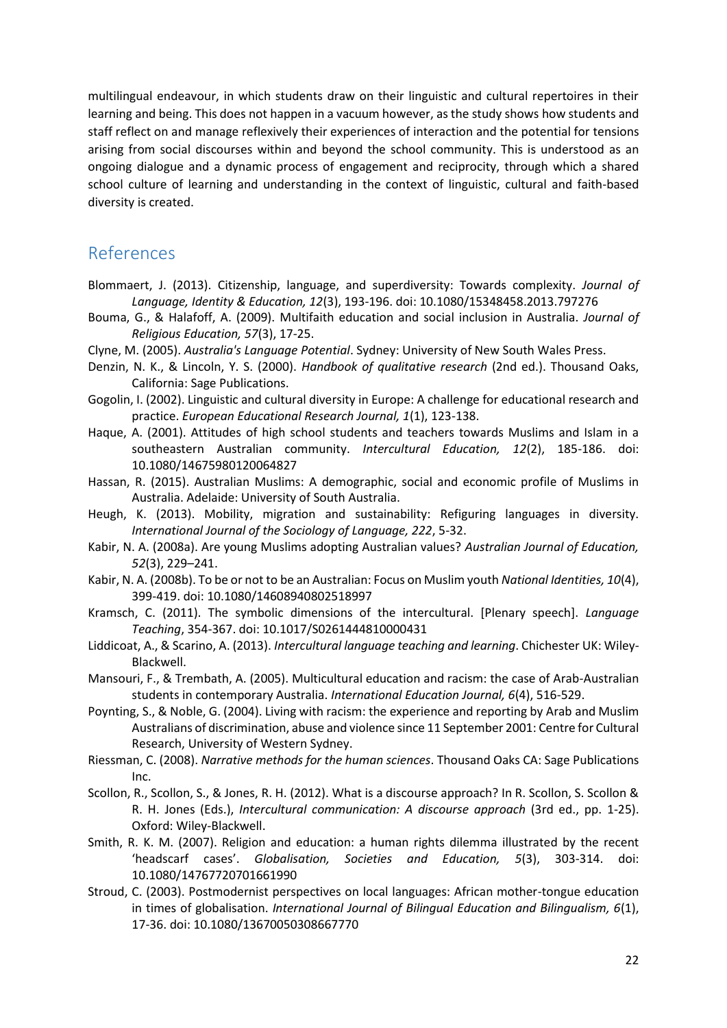multilingual endeavour, in which students draw on their linguistic and cultural repertoires in their learning and being. This does not happen in a vacuum however, as the study shows how students and staff reflect on and manage reflexively their experiences of interaction and the potential for tensions arising from social discourses within and beyond the school community. This is understood as an ongoing dialogue and a dynamic process of engagement and reciprocity, through which a shared school culture of learning and understanding in the context of linguistic, cultural and faith-based diversity is created.

## References

Blommaert, J. (2013). Citizenship, language, and superdiversity: Towards complexity. *Journal of Language, Identity & Education, 12*(3), 193-196. doi: 10.1080/15348458.2013.797276

Bouma, G., & Halafoff, A. (2009). Multifaith education and social inclusion in Australia. *Journal of Religious Education, 57*(3), 17-25.

Clyne, M. (2005). *Australia's Language Potential*. Sydney: University of New South Wales Press.

Denzin, N. K., & Lincoln, Y. S. (2000). *Handbook of qualitative research* (2nd ed.). Thousand Oaks, California: Sage Publications.

Gogolin, I. (2002). Linguistic and cultural diversity in Europe: A challenge for educational research and practice. *European Educational Research Journal, 1*(1), 123-138.

Haque, A. (2001). Attitudes of high school students and teachers towards Muslims and Islam in a southeastern Australian community. *Intercultural Education, 12*(2), 185-186. doi: 10.1080/14675980120064827

Hassan, R. (2015). Australian Muslims: A demographic, social and economic profile of Muslims in Australia. Adelaide: University of South Australia.

Heugh, K. (2013). Mobility, migration and sustainability: Refiguring languages in diversity. *International Journal of the Sociology of Language, 222*, 5-32.

Kabir, N. A. (2008a). Are young Muslims adopting Australian values? *Australian Journal of Education, 52*(3), 229–241.

Kabir, N. A. (2008b). To be or not to be an Australian: Focus on Muslim youth *National Identities, 10*(4), 399-419. doi: 10.1080/14608940802518997

Kramsch, C. (2011). The symbolic dimensions of the intercultural. [Plenary speech]. *Language Teaching*, 354-367. doi: 10.1017/S0261444810000431

Liddicoat, A., & Scarino, A. (2013). *Intercultural language teaching and learning*. Chichester UK: Wiley-Blackwell.

Mansouri, F., & Trembath, A. (2005). Multicultural education and racism: the case of Arab-Australian students in contemporary Australia. *International Education Journal, 6*(4), 516-529.

Poynting, S., & Noble, G. (2004). Living with racism: the experience and reporting by Arab and Muslim Australians of discrimination, abuse and violence since 11 September 2001: Centre for Cultural Research, University of Western Sydney.

Riessman, C. (2008). *Narrative methods for the human sciences*. Thousand Oaks CA: Sage Publications Inc.

Scollon, R., Scollon, S., & Jones, R. H. (2012). What is a discourse approach? In R. Scollon, S. Scollon & R. H. Jones (Eds.), *Intercultural communication: A discourse approach* (3rd ed., pp. 1-25). Oxford: Wiley-Blackwell.

Smith, R. K. M. (2007). Religion and education: a human rights dilemma illustrated by the recent 'headscarf cases'. *Globalisation, Societies and Education, 5*(3), 303-314. doi: 10.1080/14767720701661990

Stroud, C. (2003). Postmodernist perspectives on local languages: African mother-tongue education in times of globalisation. *International Journal of Bilingual Education and Bilingualism, 6*(1), 17-36. doi: 10.1080/13670050308667770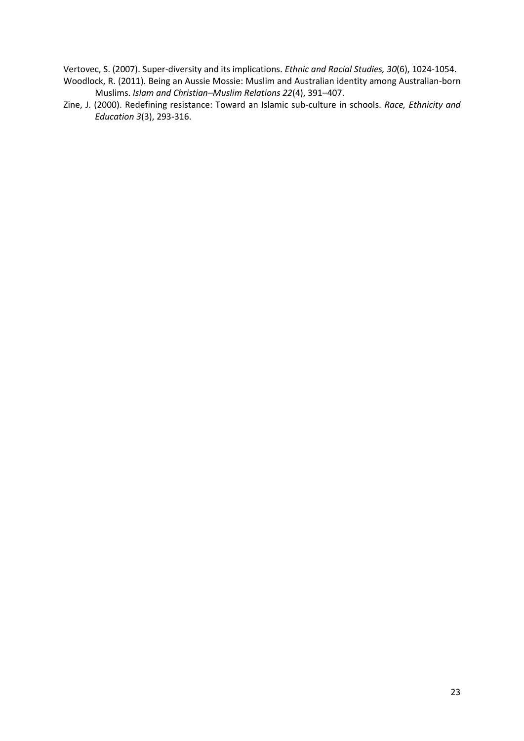Vertovec, S. (2007). Super-diversity and its implications. *Ethnic and Racial Studies, 30*(6), 1024-1054.

Woodlock, R. (2011). Being an Aussie Mossie: Muslim and Australian identity among Australian-born Muslims. *Islam and Christian–Muslim Relations 22*(4), 391–407.

Zine, J. (2000). Redefining resistance: Toward an Islamic sub-culture in schools. *Race, Ethnicity and Education 3*(3), 293-316.